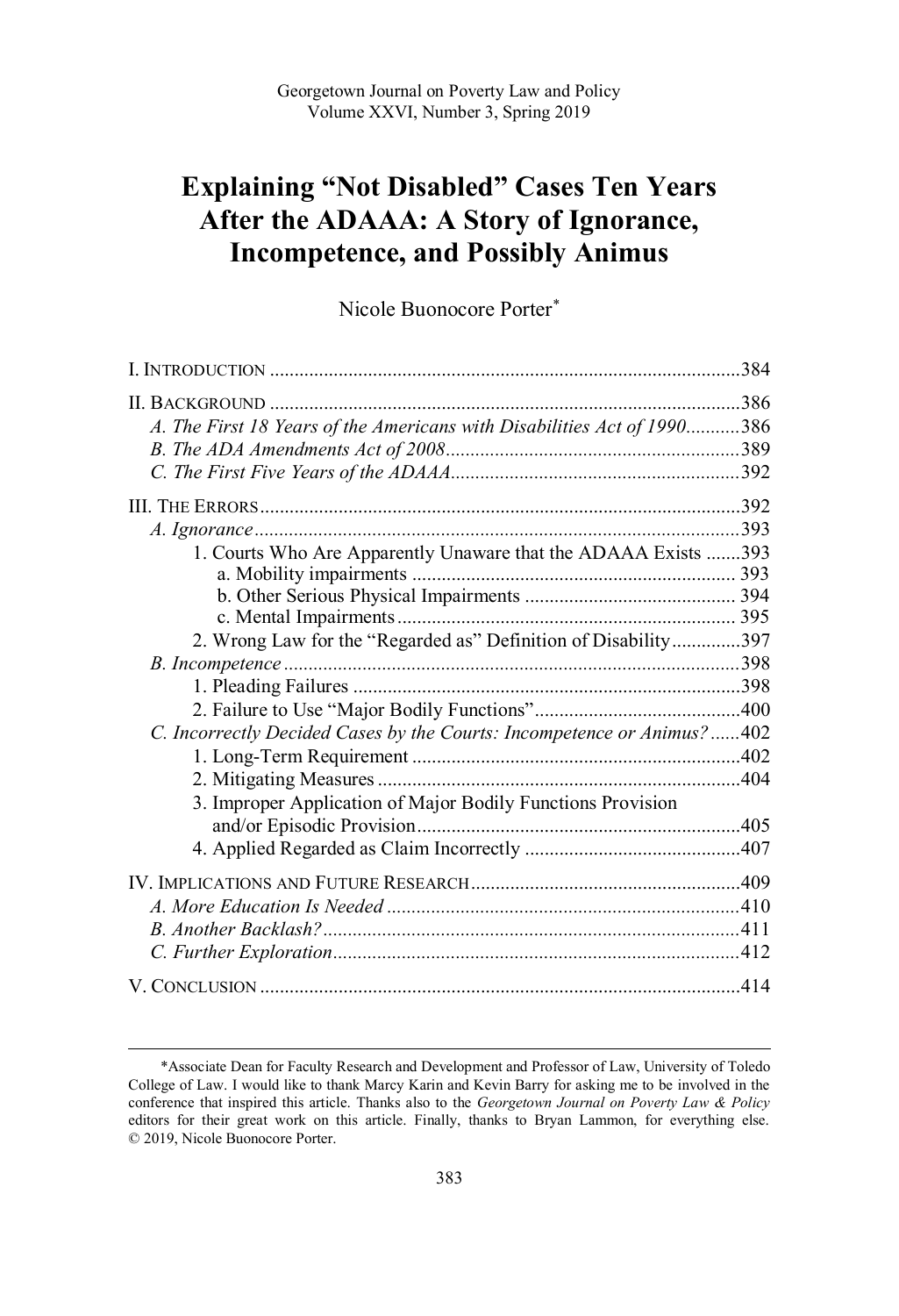# Explaining "Not Disabled" Cases Ten Years After the ADAAA: A Story of Ignorance, Incompetence, and Possibly Animus

Nicole Buonocore Porter*

I. INTRODUCTION ....................................................................................384

II. BACKGROUND ....................................................................................386
- *A. The First 18 Years of the Americans with Disabilities Act of 1990*...........386
- *B. The ADA Amendments Act of 2008*............................................................389
- *C. The First Five Years of the ADAAA*...........................................................392

III. THE ERRORS........................................................................................392
- *A. Ignorance*...................................................................................................393
  - 1. Courts Who Are Apparently Unaware that the ADAAA Exists .......393
    - a. Mobility impairments ................................................................ 393
    - b. Other Serious Physical Impairments .......................................... 394
    - c. Mental Impairments.................................................................... 395
  - 2. Wrong Law for the "Regarded as" Definition of Disability..............397
- *B. Incompetence*.............................................................................................398
  - 1. Pleading Failures ...............................................................................398
  - 2. Failure to Use "Major Bodily Functions"..........................................400
- *C. Incorrectly Decided Cases by the Courts: Incompetence or Animus?*......402
  - 1. Long-Term Requirement ...................................................................402
  - 2. Mitigating Measures ..........................................................................404
  - 3. Improper Application of Major Bodily Functions Provision and/or Episodic Provision.................................................................405
  - 4. Applied Regarded as Claim Incorrectly ............................................407

IV. IMPLICATIONS AND FUTURE RESEARCH......................................................409
- *A. More Education Is Needed* .......................................................................410
- *B. Another Backlash?*.....................................................................................411
- *C. Further Exploration*..................................................................................412

V. CONCLUSION .........................................................................................414

---

*Associate Dean for Faculty Research and Development and Professor of Law, University of Toledo College of Law. I would like to thank Marcy Karin and Kevin Barry for asking me to be involved in the conference that inspired this article. Thanks also to the *Georgetown Journal on Poverty Law & Policy* editors for their great work on this article. Finally, thanks to Bryan Lammon, for everything else. © 2019, Nicole Buonocore Porter.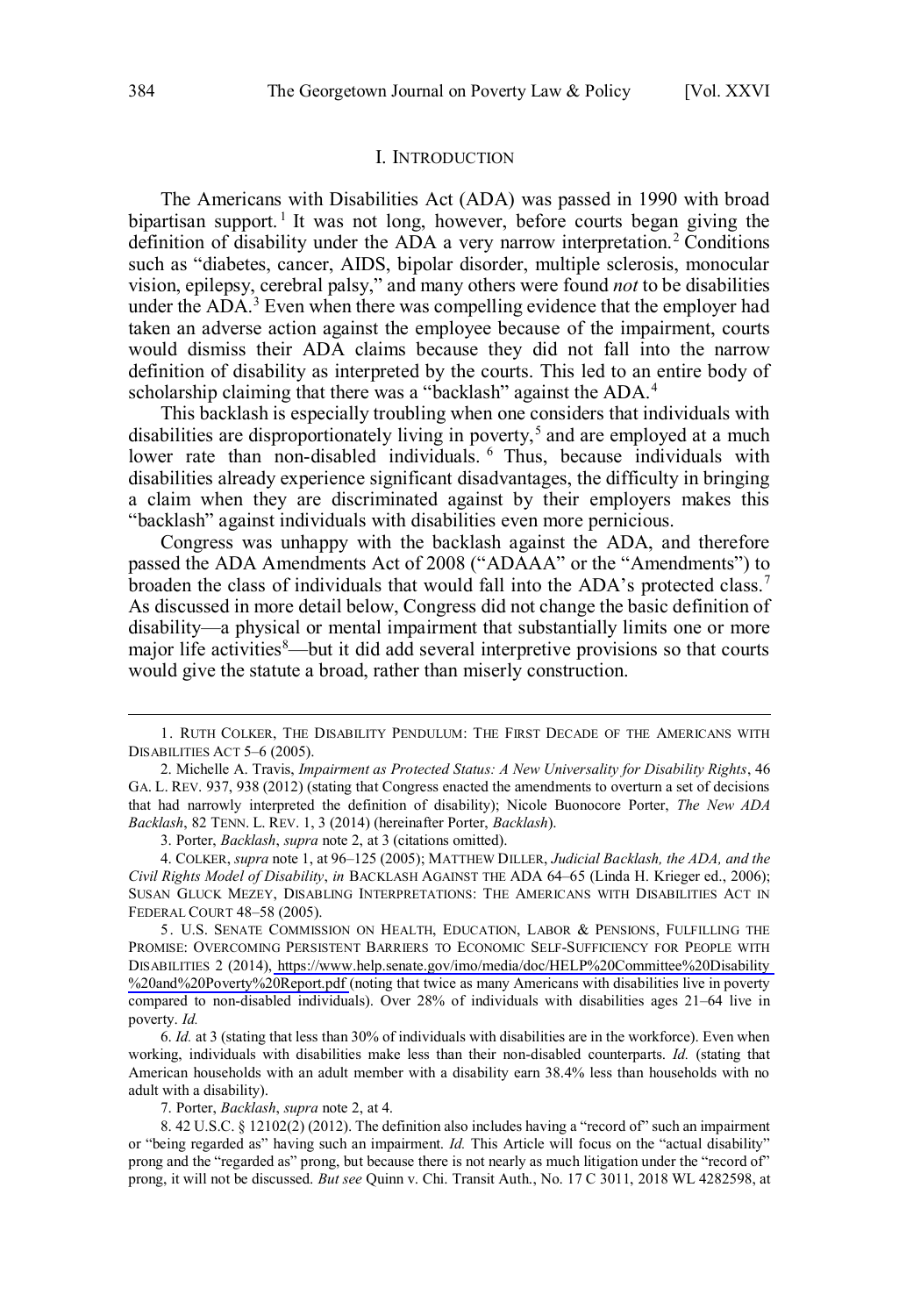## I. INTRODUCTION

The Americans with Disabilities Act (ADA) was passed in 1990 with broad bipartisan support.[1] It was not long, however, before courts began giving the definition of disability under the ADA a very narrow interpretation.[2] Conditions such as "diabetes, cancer, AIDS, bipolar disorder, multiple sclerosis, monocular vision, epilepsy, cerebral palsy," and many others were found *not* to be disabilities under the ADA.[3] Even when there was compelling evidence that the employer had taken an adverse action against the employee because of the impairment, courts would dismiss their ADA claims because they did not fall into the narrow definition of disability as interpreted by the courts. This led to an entire body of scholarship claiming that there was a "backlash" against the ADA.[4]

This backlash is especially troubling when one considers that individuals with disabilities are disproportionately living in poverty,[5] and are employed at a much lower rate than non-disabled individuals.[6] Thus, because individuals with disabilities already experience significant disadvantages, the difficulty in bringing a claim when they are discriminated against by their employers makes this "backlash" against individuals with disabilities even more pernicious.

Congress was unhappy with the backlash against the ADA, and therefore passed the ADA Amendments Act of 2008 ("ADAAA" or the "Amendments") to broaden the class of individuals that would fall into the ADA's protected class.[7] As discussed in more detail below, Congress did not change the basic definition of disability—a physical or mental impairment that substantially limits one or more major life activities[8]—but it did add several interpretive provisions so that courts would give the statute a broad, rather than miserly construction.

---

1. RUTH COLKER, THE DISABILITY PENDULUM: THE FIRST DECADE OF THE AMERICANS WITH DISABILITIES ACT 5–6 (2005).

2. Michelle A. Travis, *Impairment as Protected Status: A New Universality for Disability Rights*, 46 GA. L. REV. 937, 938 (2012) (stating that Congress enacted the amendments to overturn a set of decisions that had narrowly interpreted the definition of disability); Nicole Buonocore Porter, *The New ADA Backlash*, 82 TENN. L. REV. 1, 3 (2014) (hereinafter Porter, *Backlash*).

3. Porter, *Backlash*, *supra* note 2, at 3 (citations omitted).

4. COLKER, *supra* note 1, at 96–125 (2005); MATTHEW DILLER, *Judicial Backlash, the ADA, and the Civil Rights Model of Disability*, *in* BACKLASH AGAINST THE ADA 64–65 (Linda H. Krieger ed., 2006); SUSAN GLUCK MEZEY, DISABLING INTERPRETATIONS: THE AMERICANS WITH DISABILITIES ACT IN FEDERAL COURT 48–58 (2005).

5. U.S. SENATE COMMISSION ON HEALTH, EDUCATION, LABOR & PENSIONS, FULFILLING THE PROMISE: OVERCOMING PERSISTENT BARRIERS TO ECONOMIC SELF-SUFFICIENCY FOR PEOPLE WITH DISABILITIES 2 (2014), https://www.help.senate.gov/imo/media/doc/HELP%20Committee%20Disability%20and%20Poverty%20Report.pdf (noting that twice as many Americans with disabilities live in poverty compared to non-disabled individuals). Over 28% of individuals with disabilities ages 21–64 live in poverty. *Id.*

6. *Id.* at 3 (stating that less than 30% of individuals with disabilities are in the workforce). Even when working, individuals with disabilities make less than their non-disabled counterparts. *Id.* (stating that American households with an adult member with a disability earn 38.4% less than households with no adult with a disability).

7. Porter, *Backlash*, *supra* note 2, at 4.

8. 42 U.S.C. § 12102(2) (2012). The definition also includes having a "record of" such an impairment or "being regarded as" having such an impairment. *Id.* This Article will focus on the "actual disability" prong and the "regarded as" prong, but because there is not nearly as much litigation under the "record of" prong, it will not be discussed. *But see* Quinn v. Chi. Transit Auth., No. 17 C 3011, 2018 WL 4282598, at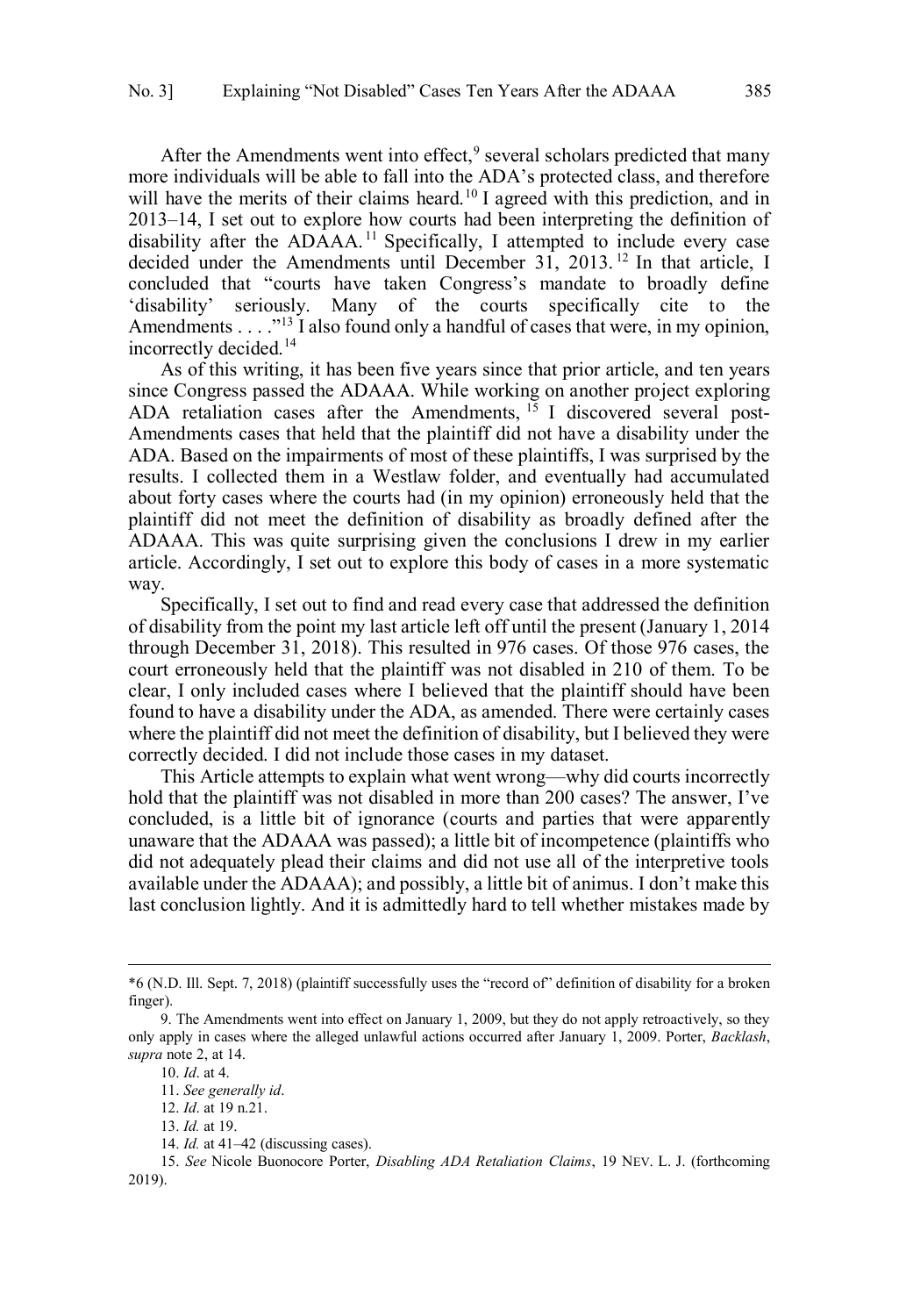After the Amendments went into effect,[9] several scholars predicted that many more individuals will be able to fall into the ADA's protected class, and therefore will have the merits of their claims heard.[10] I agreed with this prediction, and in 2013–14, I set out to explore how courts had been interpreting the definition of disability after the ADAAA.[11] Specifically, I attempted to include every case decided under the Amendments until December 31, 2013.[12] In that article, I concluded that "courts have taken Congress's mandate to broadly define 'disability' seriously. Many of the courts specifically cite to the Amendments . . . ."[13] I also found only a handful of cases that were, in my opinion, incorrectly decided.[14]

As of this writing, it has been five years since that prior article, and ten years since Congress passed the ADAAA. While working on another project exploring ADA retaliation cases after the Amendments,[15] I discovered several post-Amendments cases that held that the plaintiff did not have a disability under the ADA. Based on the impairments of most of these plaintiffs, I was surprised by the results. I collected them in a Westlaw folder, and eventually had accumulated about forty cases where the courts had (in my opinion) erroneously held that the plaintiff did not meet the definition of disability as broadly defined after the ADAAA. This was quite surprising given the conclusions I drew in my earlier article. Accordingly, I set out to explore this body of cases in a more systematic way.

Specifically, I set out to find and read every case that addressed the definition of disability from the point my last article left off until the present (January 1, 2014 through December 31, 2018). This resulted in 976 cases. Of those 976 cases, the court erroneously held that the plaintiff was not disabled in 210 of them. To be clear, I only included cases where I believed that the plaintiff should have been found to have a disability under the ADA, as amended. There were certainly cases where the plaintiff did not meet the definition of disability, but I believed they were correctly decided. I did not include those cases in my dataset.

This Article attempts to explain what went wrong—why did courts incorrectly hold that the plaintiff was not disabled in more than 200 cases? The answer, I've concluded, is a little bit of ignorance (courts and parties that were apparently unaware that the ADAAA was passed); a little bit of incompetence (plaintiffs who did not adequately plead their claims and did not use all of the interpretive tools available under the ADAAA); and possibly, a little bit of animus. I don't make this last conclusion lightly. And it is admittedly hard to tell whether mistakes made by

---

*6 (N.D. Ill. Sept. 7, 2018) (plaintiff successfully uses the "record of" definition of disability for a broken finger).

9. The Amendments went into effect on January 1, 2009, but they do not apply retroactively, so they only apply in cases where the alleged unlawful actions occurred after January 1, 2009. Porter, *Backlash*, *supra* note 2, at 14.

10. *Id*. at 4.

11. *See generally id*.

12. *Id*. at 19 n.21.

13. *Id.* at 19.

14. *Id.* at 41–42 (discussing cases).

15. *See* Nicole Buonocore Porter, *Disabling ADA Retaliation Claims*, 19 NEV. L. J. (forthcoming 2019).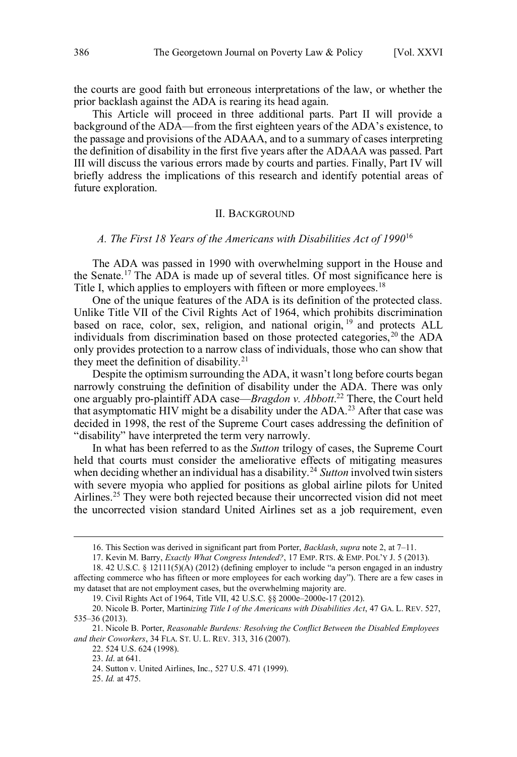the courts are good faith but erroneous interpretations of the law, or whether the prior backlash against the ADA is rearing its head again.

This Article will proceed in three additional parts. Part II will provide a background of the ADA—from the first eighteen years of the ADA's existence, to the passage and provisions of the ADAAA, and to a summary of cases interpreting the definition of disability in the first five years after the ADAAA was passed. Part III will discuss the various errors made by courts and parties. Finally, Part IV will briefly address the implications of this research and identify potential areas of future exploration.

## II. BACKGROUND

### *A. The First 18 Years of the Americans with Disabilities Act of 1990*[16]

The ADA was passed in 1990 with overwhelming support in the House and the Senate.[17] The ADA is made up of several titles. Of most significance here is Title I, which applies to employers with fifteen or more employees.[18]

One of the unique features of the ADA is its definition of the protected class. Unlike Title VII of the Civil Rights Act of 1964, which prohibits discrimination based on race, color, sex, religion, and national origin,[19] and protects ALL individuals from discrimination based on those protected categories,[20] the ADA only provides protection to a narrow class of individuals, those who can show that they meet the definition of disability.[21]

Despite the optimism surrounding the ADA, it wasn't long before courts began narrowly construing the definition of disability under the ADA. There was only one arguably pro-plaintiff ADA case—*Bragdon v. Abbott*.[22] There, the Court held that asymptomatic HIV might be a disability under the ADA.[23] After that case was decided in 1998, the rest of the Supreme Court cases addressing the definition of "disability" have interpreted the term very narrowly.

In what has been referred to as the *Sutton* trilogy of cases, the Supreme Court held that courts must consider the ameliorative effects of mitigating measures when deciding whether an individual has a disability.[24] *Sutton* involved twin sisters with severe myopia who applied for positions as global airline pilots for United Airlines.[25] They were both rejected because their uncorrected vision did not meet the uncorrected vision standard United Airlines set as a job requirement, even

---

16. This Section was derived in significant part from Porter, *Backlash*, *supra* note 2, at 7–11.

17. Kevin M. Barry, *Exactly What Congress Intended?*, 17 EMP. RTS. & EMP. POL'Y J. 5 (2013).

18. 42 U.S.C. § 12111(5)(A) (2012) (defining employer to include "a person engaged in an industry affecting commerce who has fifteen or more employees for each working day"). There are a few cases in my dataset that are not employment cases, but the overwhelming majority are.

19. Civil Rights Act of 1964, Title VII, 42 U.S.C. §§ 2000e–2000e-17 (2012).

20. Nicole B. Porter, Martin*izing Title I of the Americans with Disabilities Act*, 47 GA. L. REV. 527, 535–36 (2013).

21. Nicole B. Porter, *Reasonable Burdens: Resolving the Conflict Between the Disabled Employees and their Coworkers*, 34 FLA. ST. U. L. REV. 313, 316 (2007).

22. 524 U.S. 624 (1998).

23. *Id*. at 641.

24. Sutton v. United Airlines, Inc., 527 U.S. 471 (1999).

25. *Id.* at 475.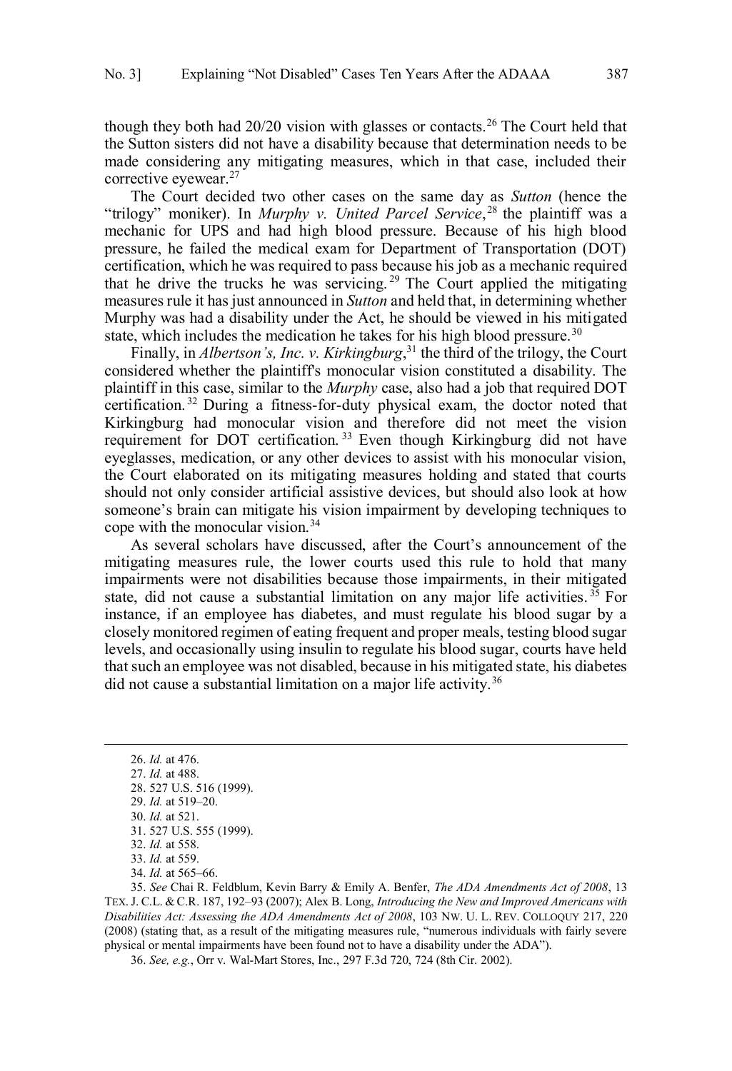though they both had 20/20 vision with glasses or contacts.[26] The Court held that the Sutton sisters did not have a disability because that determination needs to be made considering any mitigating measures, which in that case, included their corrective eyewear.[27]

The Court decided two other cases on the same day as *Sutton* (hence the "trilogy" moniker). In *Murphy v. United Parcel Service*,[28] the plaintiff was a mechanic for UPS and had high blood pressure. Because of his high blood pressure, he failed the medical exam for Department of Transportation (DOT) certification, which he was required to pass because his job as a mechanic required that he drive the trucks he was servicing.[29] The Court applied the mitigating measures rule it has just announced in *Sutton* and held that, in determining whether Murphy was had a disability under the Act, he should be viewed in his mitigated state, which includes the medication he takes for his high blood pressure.[30]

Finally, in *Albertson's, Inc. v. Kirkingburg*,[31] the third of the trilogy, the Court considered whether the plaintiff's monocular vision constituted a disability. The plaintiff in this case, similar to the *Murphy* case, also had a job that required DOT certification.[32] During a fitness-for-duty physical exam, the doctor noted that Kirkingburg had monocular vision and therefore did not meet the vision requirement for DOT certification.[33] Even though Kirkingburg did not have eyeglasses, medication, or any other devices to assist with his monocular vision, the Court elaborated on its mitigating measures holding and stated that courts should not only consider artificial assistive devices, but should also look at how someone's brain can mitigate his vision impairment by developing techniques to cope with the monocular vision.[34]

As several scholars have discussed, after the Court's announcement of the mitigating measures rule, the lower courts used this rule to hold that many impairments were not disabilities because those impairments, in their mitigated state, did not cause a substantial limitation on any major life activities.[35] For instance, if an employee has diabetes, and must regulate his blood sugar by a closely monitored regimen of eating frequent and proper meals, testing blood sugar levels, and occasionally using insulin to regulate his blood sugar, courts have held that such an employee was not disabled, because in his mitigated state, his diabetes did not cause a substantial limitation on a major life activity.[36]

---

26. *Id.* at 476.

27. *Id.* at 488.

28. 527 U.S. 516 (1999).

29. *Id.* at 519–20.

30. *Id.* at 521.

31. 527 U.S. 555 (1999).

32. *Id.* at 558.

33. *Id.* at 559.

34. *Id.* at 565–66.

35. *See* Chai R. Feldblum, Kevin Barry & Emily A. Benfer, *The ADA Amendments Act of 2008*, 13 TEX. J. C.L. & C.R. 187, 192–93 (2007); Alex B. Long, *Introducing the New and Improved Americans with Disabilities Act: Assessing the ADA Amendments Act of 2008*, 103 NW. U. L. REV. COLLOQUY 217, 220 (2008) (stating that, as a result of the mitigating measures rule, "numerous individuals with fairly severe physical or mental impairments have been found not to have a disability under the ADA").

36. *See, e.g.*, Orr v. Wal-Mart Stores, Inc., 297 F.3d 720, 724 (8th Cir. 2002).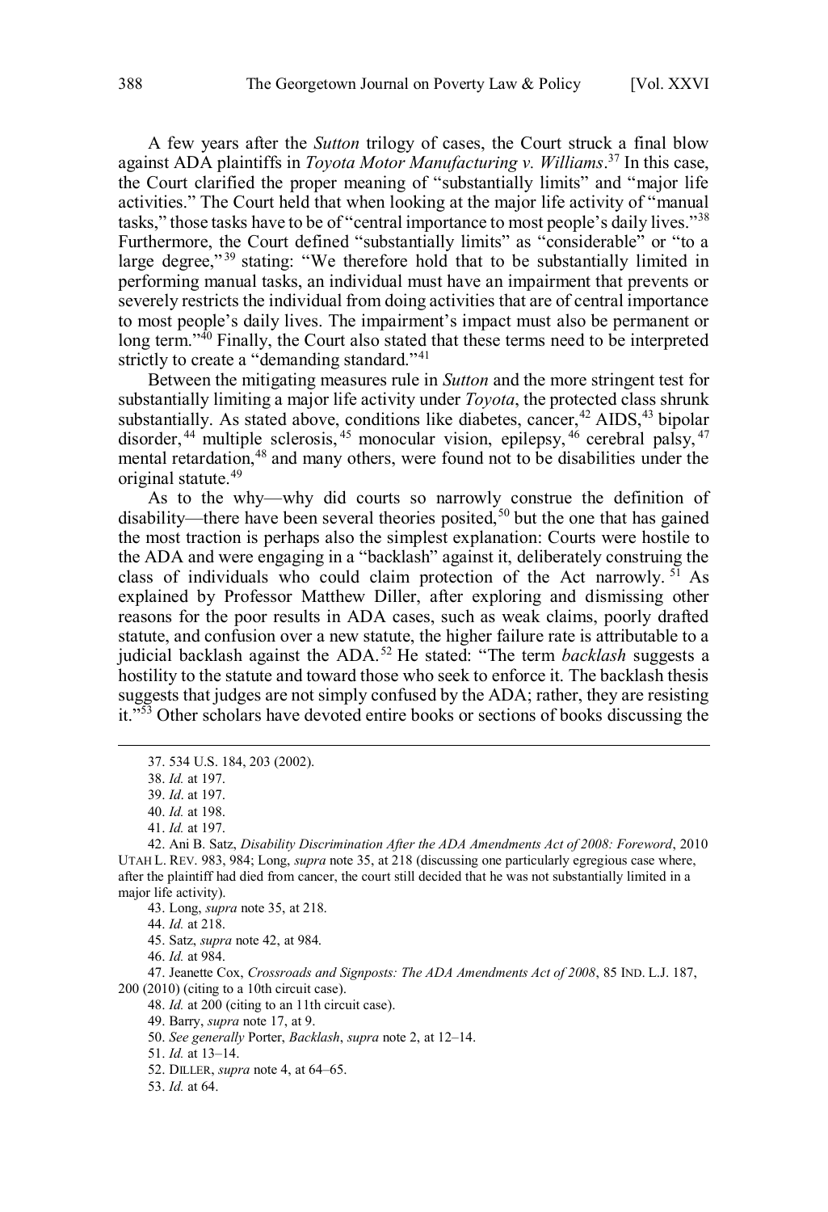A few years after the *Sutton* trilogy of cases, the Court struck a final blow against ADA plaintiffs in *Toyota Motor Manufacturing v. Williams*.[37] In this case, the Court clarified the proper meaning of "substantially limits" and "major life activities." The Court held that when looking at the major life activity of "manual tasks," those tasks have to be of "central importance to most people's daily lives."[38] Furthermore, the Court defined "substantially limits" as "considerable" or "to a large degree,"[39] stating: "We therefore hold that to be substantially limited in performing manual tasks, an individual must have an impairment that prevents or severely restricts the individual from doing activities that are of central importance to most people's daily lives. The impairment's impact must also be permanent or long term."[40] Finally, the Court also stated that these terms need to be interpreted strictly to create a "demanding standard."[41]

Between the mitigating measures rule in *Sutton* and the more stringent test for substantially limiting a major life activity under *Toyota*, the protected class shrunk substantially. As stated above, conditions like diabetes, cancer,[42] AIDS,[43] bipolar disorder,[44] multiple sclerosis,[45] monocular vision, epilepsy,[46] cerebral palsy,[47] mental retardation,[48] and many others, were found not to be disabilities under the original statute.[49]

As to the why—why did courts so narrowly construe the definition of disability—there have been several theories posited,[50] but the one that has gained the most traction is perhaps also the simplest explanation: Courts were hostile to the ADA and were engaging in a "backlash" against it, deliberately construing the class of individuals who could claim protection of the Act narrowly.[51] As explained by Professor Matthew Diller, after exploring and dismissing other reasons for the poor results in ADA cases, such as weak claims, poorly drafted statute, and confusion over a new statute, the higher failure rate is attributable to a judicial backlash against the ADA.[52] He stated: "The term *backlash* suggests a hostility to the statute and toward those who seek to enforce it. The backlash thesis suggests that judges are not simply confused by the ADA; rather, they are resisting it."[53] Other scholars have devoted entire books or sections of books discussing the

---

37. 534 U.S. 184, 203 (2002).

38. *Id.* at 197.

39. *Id*. at 197.

40. *Id.* at 198.

41. *Id.* at 197.

42. Ani B. Satz, *Disability Discrimination After the ADA Amendments Act of 2008: Foreword*, 2010 UTAH L. REV. 983, 984; Long, *supra* note 35, at 218 (discussing one particularly egregious case where, after the plaintiff had died from cancer, the court still decided that he was not substantially limited in a major life activity).

43. Long, *supra* note 35, at 218.

44. *Id.* at 218.

45. Satz, *supra* note 42, at 984.

46. *Id.* at 984.

47. Jeanette Cox, *Crossroads and Signposts: The ADA Amendments Act of 2008*, 85 IND. L.J. 187, 200 (2010) (citing to a 10th circuit case).

48. *Id.* at 200 (citing to an 11th circuit case).

49. Barry, *supra* note 17, at 9.

50. *See generally* Porter, *Backlash*, *supra* note 2, at 12–14.

51. *Id.* at 13–14.

52. DILLER, *supra* note 4, at 64–65.

53. *Id.* at 64.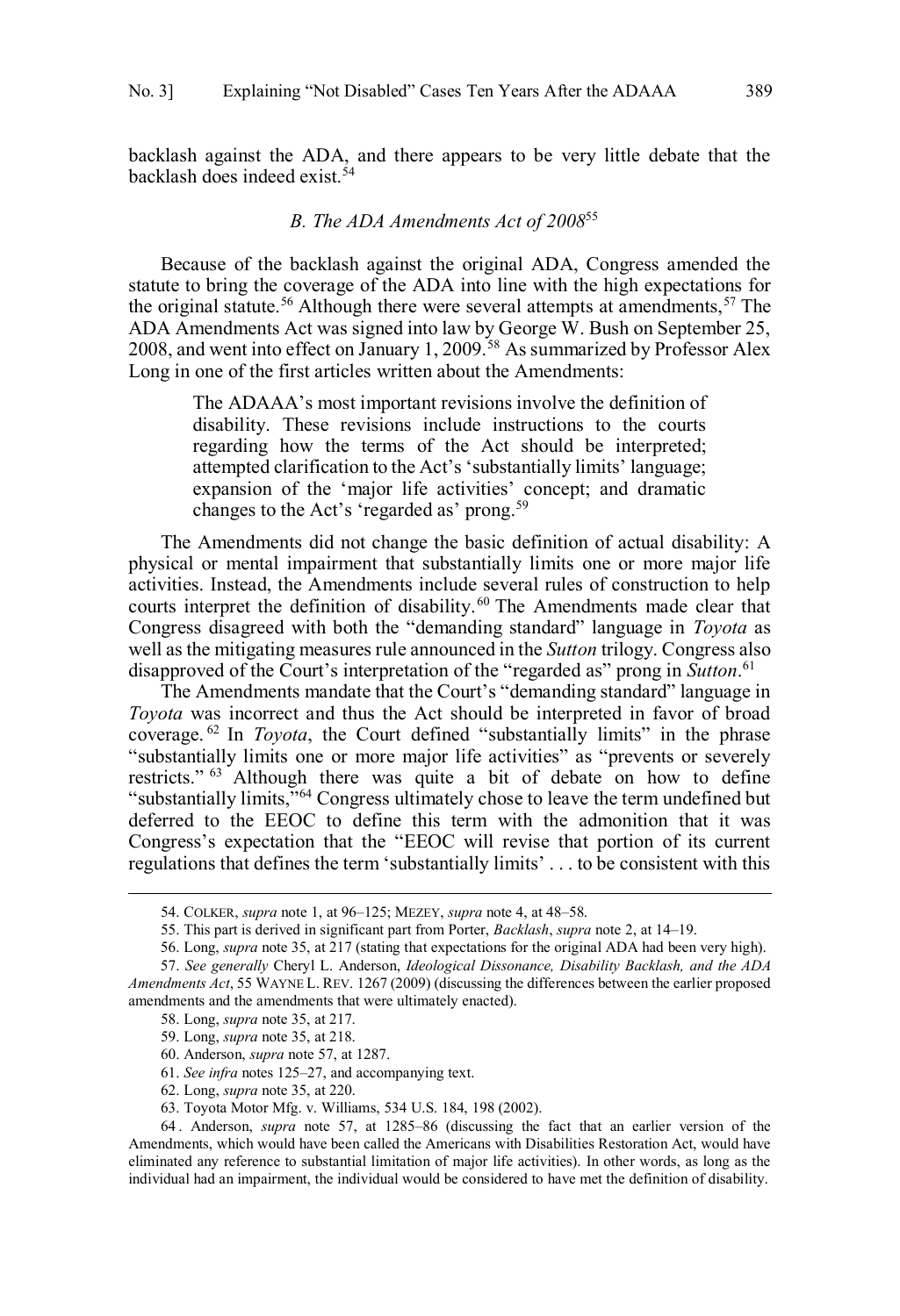backlash against the ADA, and there appears to be very little debate that the backlash does indeed exist.[54]

### *B. The ADA Amendments Act of 2008*[55]

Because of the backlash against the original ADA, Congress amended the statute to bring the coverage of the ADA into line with the high expectations for the original statute.[56] Although there were several attempts at amendments,[57] The ADA Amendments Act was signed into law by George W. Bush on September 25, 2008, and went into effect on January 1, 2009.[58] As summarized by Professor Alex Long in one of the first articles written about the Amendments:

> The ADAAA's most important revisions involve the definition of disability. These revisions include instructions to the courts regarding how the terms of the Act should be interpreted; attempted clarification to the Act's 'substantially limits' language; expansion of the 'major life activities' concept; and dramatic changes to the Act's 'regarded as' prong.[59]

The Amendments did not change the basic definition of actual disability: A physical or mental impairment that substantially limits one or more major life activities. Instead, the Amendments include several rules of construction to help courts interpret the definition of disability.[60] The Amendments made clear that Congress disagreed with both the "demanding standard" language in *Toyota* as well as the mitigating measures rule announced in the *Sutton* trilogy. Congress also disapproved of the Court's interpretation of the "regarded as" prong in *Sutton*.[61]

The Amendments mandate that the Court's "demanding standard" language in *Toyota* was incorrect and thus the Act should be interpreted in favor of broad coverage.[62] In *Toyota*, the Court defined "substantially limits" in the phrase "substantially limits one or more major life activities" as "prevents or severely restricts."[63] Although there was quite a bit of debate on how to define "substantially limits,"[64] Congress ultimately chose to leave the term undefined but deferred to the EEOC to define this term with the admonition that it was Congress's expectation that the "EEOC will revise that portion of its current regulations that defines the term 'substantially limits' . . . to be consistent with this

---

54. COLKER, *supra* note 1, at 96–125; MEZEY, *supra* note 4, at 48–58.

55. This part is derived in significant part from Porter, *Backlash*, *supra* note 2, at 14–19.

56. Long, *supra* note 35, at 217 (stating that expectations for the original ADA had been very high).

57. *See generally* Cheryl L. Anderson, *Ideological Dissonance, Disability Backlash, and the ADA Amendments Act*, 55 WAYNE L. REV. 1267 (2009) (discussing the differences between the earlier proposed amendments and the amendments that were ultimately enacted).

58. Long, *supra* note 35, at 217.

59. Long, *supra* note 35, at 218.

60. Anderson, *supra* note 57, at 1287.

61. *See infra* notes 125–27, and accompanying text.

62. Long, *supra* note 35, at 220.

63. Toyota Motor Mfg. v. Williams, 534 U.S. 184, 198 (2002).

64. Anderson, *supra* note 57, at 1285–86 (discussing the fact that an earlier version of the Amendments, which would have been called the Americans with Disabilities Restoration Act, would have eliminated any reference to substantial limitation of major life activities). In other words, as long as the individual had an impairment, the individual would be considered to have met the definition of disability.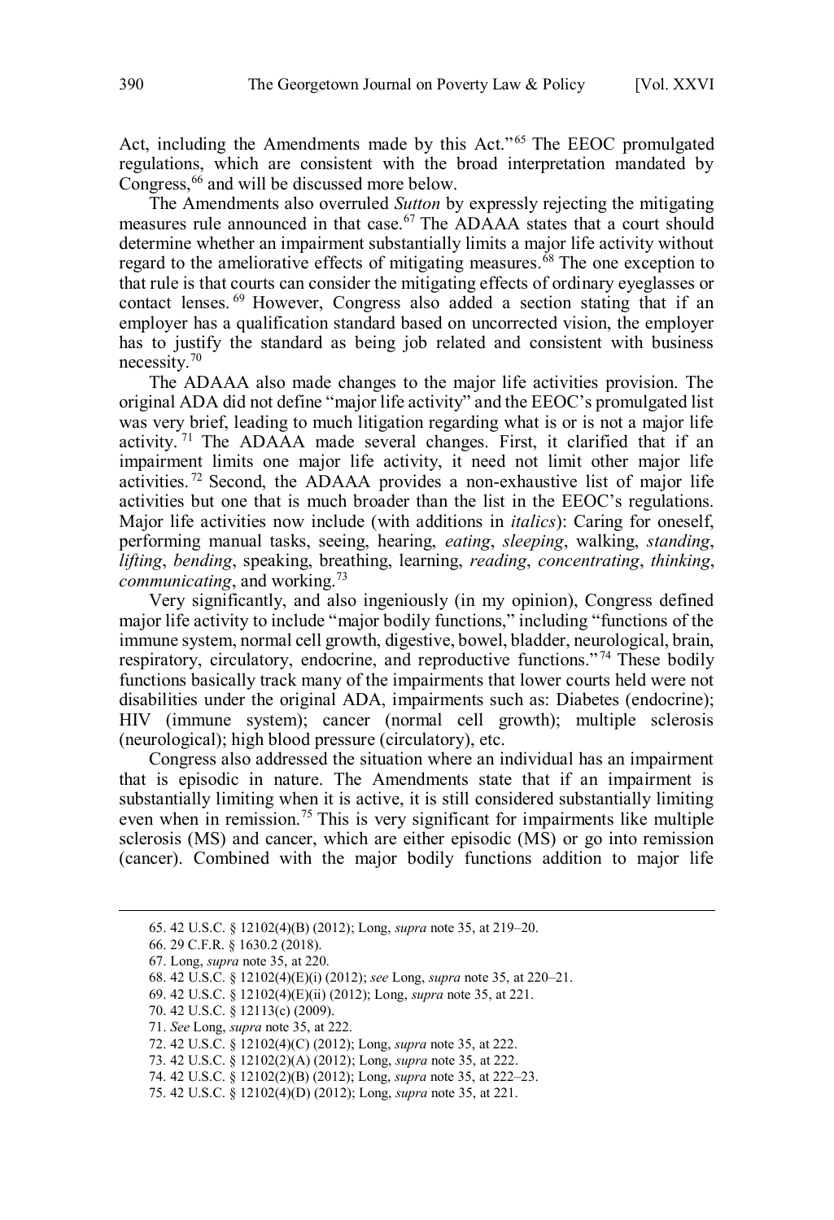Act, including the Amendments made by this Act."[65] The EEOC promulgated regulations, which are consistent with the broad interpretation mandated by Congress,[66] and will be discussed more below.

The Amendments also overruled *Sutton* by expressly rejecting the mitigating measures rule announced in that case.[67] The ADAAA states that a court should determine whether an impairment substantially limits a major life activity without regard to the ameliorative effects of mitigating measures.[68] The one exception to that rule is that courts can consider the mitigating effects of ordinary eyeglasses or contact lenses.[69] However, Congress also added a section stating that if an employer has a qualification standard based on uncorrected vision, the employer has to justify the standard as being job related and consistent with business necessity.[70]

The ADAAA also made changes to the major life activities provision. The original ADA did not define "major life activity" and the EEOC's promulgated list was very brief, leading to much litigation regarding what is or is not a major life activity.[71] The ADAAA made several changes. First, it clarified that if an impairment limits one major life activity, it need not limit other major life activities.[72] Second, the ADAAA provides a non-exhaustive list of major life activities but one that is much broader than the list in the EEOC's regulations. Major life activities now include (with additions in *italics*): Caring for oneself, performing manual tasks, seeing, hearing, *eating*, *sleeping*, walking, *standing*, *lifting*, *bending*, speaking, breathing, learning, *reading*, *concentrating*, *thinking*, *communicating*, and working.[73]

Very significantly, and also ingeniously (in my opinion), Congress defined major life activity to include "major bodily functions," including "functions of the immune system, normal cell growth, digestive, bowel, bladder, neurological, brain, respiratory, circulatory, endocrine, and reproductive functions."[74] These bodily functions basically track many of the impairments that lower courts held were not disabilities under the original ADA, impairments such as: Diabetes (endocrine); HIV (immune system); cancer (normal cell growth); multiple sclerosis (neurological); high blood pressure (circulatory), etc.

Congress also addressed the situation where an individual has an impairment that is episodic in nature. The Amendments state that if an impairment is substantially limiting when it is active, it is still considered substantially limiting even when in remission.[75] This is very significant for impairments like multiple sclerosis (MS) and cancer, which are either episodic (MS) or go into remission (cancer). Combined with the major bodily functions addition to major life

---

65. 42 U.S.C. § 12102(4)(B) (2012); Long, *supra* note 35, at 219–20.

66. 29 C.F.R. § 1630.2 (2018).

67. Long, *supra* note 35, at 220.

68. 42 U.S.C. § 12102(4)(E)(i) (2012); *see* Long, *supra* note 35, at 220–21.

69. 42 U.S.C. § 12102(4)(E)(ii) (2012); Long, *supra* note 35, at 221.

70. 42 U.S.C. § 12113(c) (2009).

71. *See* Long, *supra* note 35, at 222.

72. 42 U.S.C. § 12102(4)(C) (2012); Long, *supra* note 35, at 222.

73. 42 U.S.C. § 12102(2)(A) (2012); Long, *supra* note 35, at 222.

74. 42 U.S.C. § 12102(2)(B) (2012); Long, *supra* note 35, at 222–23.

75. 42 U.S.C. § 12102(4)(D) (2012); Long, *supra* note 35, at 221.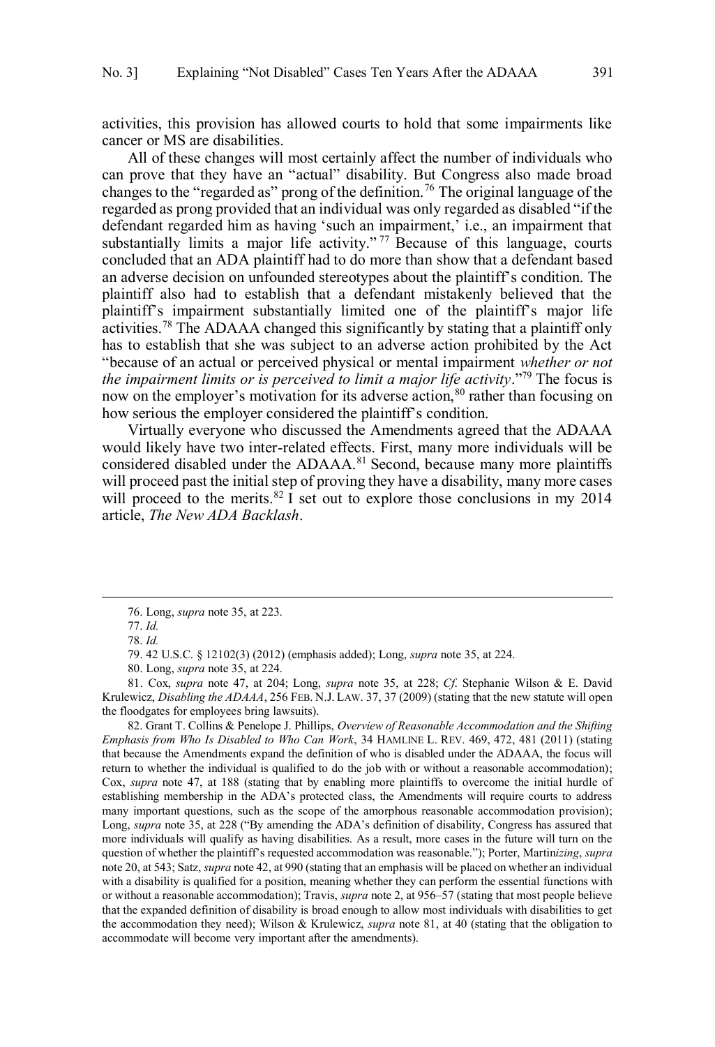activities, this provision has allowed courts to hold that some impairments like cancer or MS are disabilities.

All of these changes will most certainly affect the number of individuals who can prove that they have an "actual" disability. But Congress also made broad changes to the "regarded as" prong of the definition.[76] The original language of the regarded as prong provided that an individual was only regarded as disabled "if the defendant regarded him as having 'such an impairment,' i.e., an impairment that substantially limits a major life activity."[77] Because of this language, courts concluded that an ADA plaintiff had to do more than show that a defendant based an adverse decision on unfounded stereotypes about the plaintiff's condition. The plaintiff also had to establish that a defendant mistakenly believed that the plaintiff's impairment substantially limited one of the plaintiff's major life activities.[78] The ADAAA changed this significantly by stating that a plaintiff only has to establish that she was subject to an adverse action prohibited by the Act "because of an actual or perceived physical or mental impairment *whether or not the impairment limits or is perceived to limit a major life activity*."[79] The focus is now on the employer's motivation for its adverse action,[80] rather than focusing on how serious the employer considered the plaintiff's condition.

Virtually everyone who discussed the Amendments agreed that the ADAAA would likely have two inter-related effects. First, many more individuals will be considered disabled under the ADAAA.[81] Second, because many more plaintiffs will proceed past the initial step of proving they have a disability, many more cases will proceed to the merits.[82] I set out to explore those conclusions in my 2014 article, *The New ADA Backlash*.

---

76. Long, *supra* note 35, at 223.

77. *Id.*

78. *Id.*

79. 42 U.S.C. § 12102(3) (2012) (emphasis added); Long, *supra* note 35, at 224.

80. Long, *supra* note 35, at 224.

81. Cox, *supra* note 47, at 204; Long, *supra* note 35, at 228; *Cf.* Stephanie Wilson & E. David Krulewicz, *Disabling the ADAAA*, 256 FEB. N.J. LAW. 37, 37 (2009) (stating that the new statute will open the floodgates for employees bring lawsuits).

82. Grant T. Collins & Penelope J. Phillips, *Overview of Reasonable Accommodation and the Shifting Emphasis from Who Is Disabled to Who Can Work*, 34 HAMLINE L. REV. 469, 472, 481 (2011) (stating that because the Amendments expand the definition of who is disabled under the ADAAA, the focus will return to whether the individual is qualified to do the job with or without a reasonable accommodation); Cox, *supra* note 47, at 188 (stating that by enabling more plaintiffs to overcome the initial hurdle of establishing membership in the ADA's protected class, the Amendments will require courts to address many important questions, such as the scope of the amorphous reasonable accommodation provision); Long, *supra* note 35, at 228 ("By amending the ADA's definition of disability, Congress has assured that more individuals will qualify as having disabilities. As a result, more cases in the future will turn on the question of whether the plaintiff's requested accommodation was reasonable."); Porter, Martin*izing*, *supra* note 20, at 543; Satz, *supra* note 42, at 990 (stating that an emphasis will be placed on whether an individual with a disability is qualified for a position, meaning whether they can perform the essential functions with or without a reasonable accommodation); Travis, *supra* note 2, at 956–57 (stating that most people believe that the expanded definition of disability is broad enough to allow most individuals with disabilities to get the accommodation they need); Wilson & Krulewicz, *supra* note 81, at 40 (stating that the obligation to accommodate will become very important after the amendments).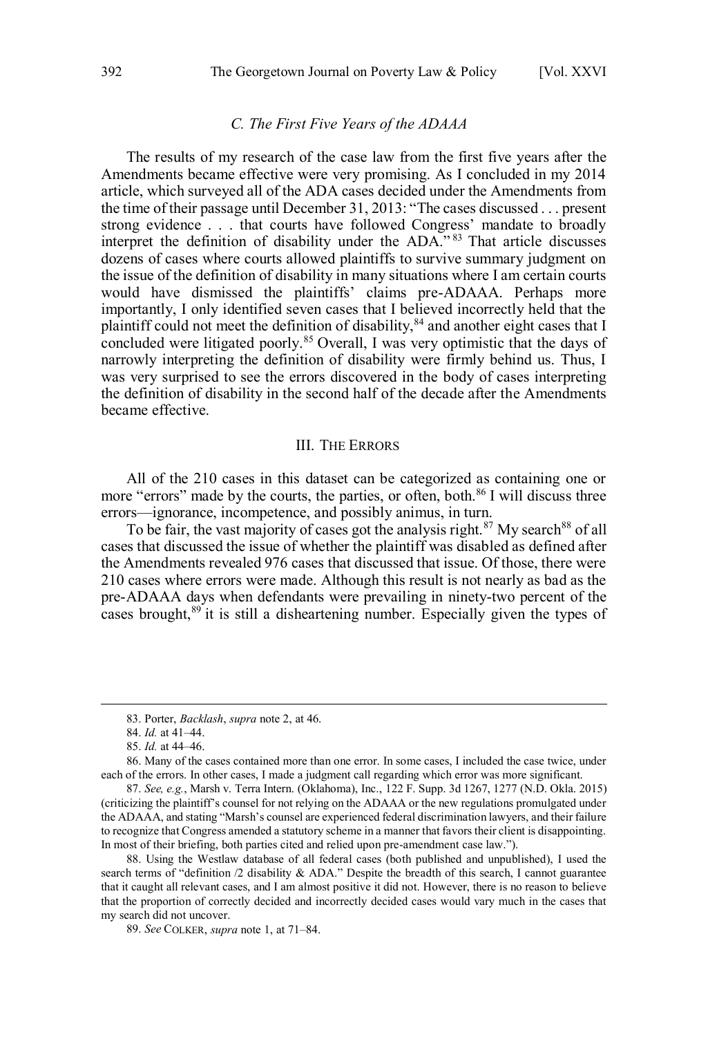### *C. The First Five Years of the ADAAA*

The results of my research of the case law from the first five years after the Amendments became effective were very promising. As I concluded in my 2014 article, which surveyed all of the ADA cases decided under the Amendments from the time of their passage until December 31, 2013: "The cases discussed . . . present strong evidence . . . that courts have followed Congress' mandate to broadly interpret the definition of disability under the ADA."[83] That article discusses dozens of cases where courts allowed plaintiffs to survive summary judgment on the issue of the definition of disability in many situations where I am certain courts would have dismissed the plaintiffs' claims pre-ADAAA. Perhaps more importantly, I only identified seven cases that I believed incorrectly held that the plaintiff could not meet the definition of disability,[84] and another eight cases that I concluded were litigated poorly.[85] Overall, I was very optimistic that the days of narrowly interpreting the definition of disability were firmly behind us. Thus, I was very surprised to see the errors discovered in the body of cases interpreting the definition of disability in the second half of the decade after the Amendments became effective.

## III. The Errors

All of the 210 cases in this dataset can be categorized as containing one or more "errors" made by the courts, the parties, or often, both.[86] I will discuss three errors—ignorance, incompetence, and possibly animus, in turn.

To be fair, the vast majority of cases got the analysis right.[87] My search[88] of all cases that discussed the issue of whether the plaintiff was disabled as defined after the Amendments revealed 976 cases that discussed that issue. Of those, there were 210 cases where errors were made. Although this result is not nearly as bad as the pre-ADAAA days when defendants were prevailing in ninety-two percent of the cases brought,[89] it is still a disheartening number. Especially given the types of

---

83. Porter, *Backlash*, *supra* note 2, at 46.

84. *Id.* at 41–44.

85. *Id.* at 44–46.

86. Many of the cases contained more than one error. In some cases, I included the case twice, under each of the errors. In other cases, I made a judgment call regarding which error was more significant.

87. *See, e.g.*, Marsh v. Terra Intern. (Oklahoma), Inc., 122 F. Supp. 3d 1267, 1277 (N.D. Okla. 2015) (criticizing the plaintiff's counsel for not relying on the ADAAA or the new regulations promulgated under the ADAAA, and stating "Marsh's counsel are experienced federal discrimination lawyers, and their failure to recognize that Congress amended a statutory scheme in a manner that favors their client is disappointing. In most of their briefing, both parties cited and relied upon pre-amendment case law.").

88. Using the Westlaw database of all federal cases (both published and unpublished), I used the search terms of "definition /2 disability & ADA." Despite the breadth of this search, I cannot guarantee that it caught all relevant cases, and I am almost positive it did not. However, there is no reason to believe that the proportion of correctly decided and incorrectly decided cases would vary much in the cases that my search did not uncover.

89. *See* Colker, *supra* note 1, at 71–84.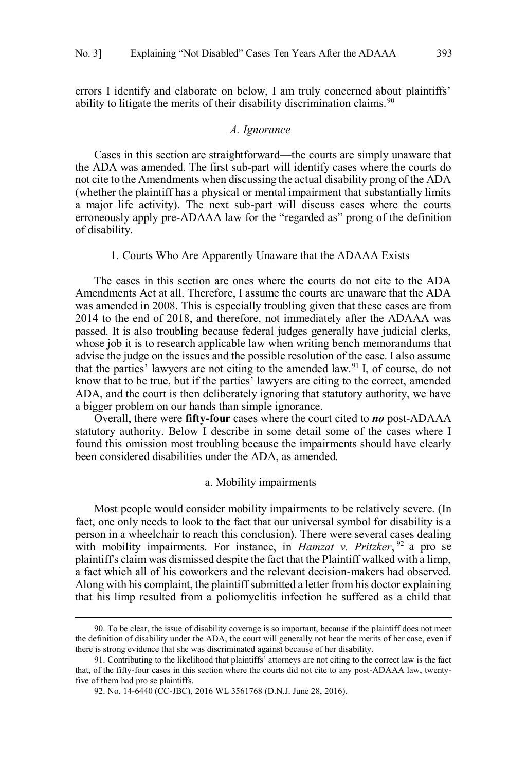errors I identify and elaborate on below, I am truly concerned about plaintiffs' ability to litigate the merits of their disability discrimination claims.[90]

### *A. Ignorance*

Cases in this section are straightforward—the courts are simply unaware that the ADA was amended. The first sub-part will identify cases where the courts do not cite to the Amendments when discussing the actual disability prong of the ADA (whether the plaintiff has a physical or mental impairment that substantially limits a major life activity). The next sub-part will discuss cases where the courts erroneously apply pre-ADAAA law for the "regarded as" prong of the definition of disability.

#### 1. Courts Who Are Apparently Unaware that the ADAAA Exists

The cases in this section are ones where the courts do not cite to the ADA Amendments Act at all. Therefore, I assume the courts are unaware that the ADA was amended in 2008. This is especially troubling given that these cases are from 2014 to the end of 2018, and therefore, not immediately after the ADAAA was passed. It is also troubling because federal judges generally have judicial clerks, whose job it is to research applicable law when writing bench memorandums that advise the judge on the issues and the possible resolution of the case. I also assume that the parties' lawyers are not citing to the amended law.[91] I, of course, do not know that to be true, but if the parties' lawyers are citing to the correct, amended ADA, and the court is then deliberately ignoring that statutory authority, we have a bigger problem on our hands than simple ignorance.

Overall, there were **fifty-four** cases where the court cited to ***no*** post-ADAAA statutory authority. Below I describe in some detail some of the cases where I found this omission most troubling because the impairments should have clearly been considered disabilities under the ADA, as amended.

##### a. Mobility impairments

Most people would consider mobility impairments to be relatively severe. (In fact, one only needs to look to the fact that our universal symbol for disability is a person in a wheelchair to reach this conclusion). There were several cases dealing with mobility impairments. For instance, in *Hamzat v. Pritzker*,[92] a pro se plaintiff's claim was dismissed despite the fact that the Plaintiff walked with a limp, a fact which all of his coworkers and the relevant decision-makers had observed. Along with his complaint, the plaintiff submitted a letter from his doctor explaining that his limp resulted from a poliomyelitis infection he suffered as a child that

---

90. To be clear, the issue of disability coverage is so important, because if the plaintiff does not meet the definition of disability under the ADA, the court will generally not hear the merits of her case, even if there is strong evidence that she was discriminated against because of her disability.

91. Contributing to the likelihood that plaintiffs' attorneys are not citing to the correct law is the fact that, of the fifty-four cases in this section where the courts did not cite to any post-ADAAA law, twenty-five of them had pro se plaintiffs.

92. No. 14-6440 (CC-JBC), 2016 WL 3561768 (D.N.J. June 28, 2016).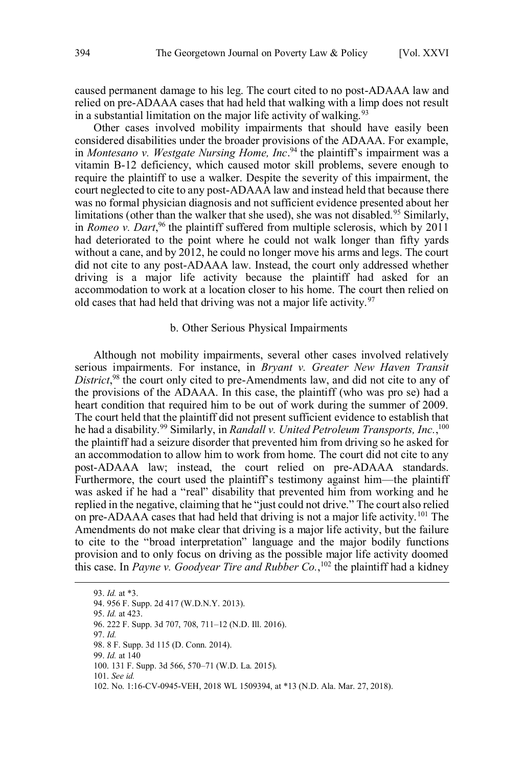caused permanent damage to his leg. The court cited to no post-ADAAA law and relied on pre-ADAAA cases that had held that walking with a limp does not result in a substantial limitation on the major life activity of walking.[93]

Other cases involved mobility impairments that should have easily been considered disabilities under the broader provisions of the ADAAA. For example, in *Montesano v. Westgate Nursing Home, Inc*.[94] the plaintiff's impairment was a vitamin B-12 deficiency, which caused motor skill problems, severe enough to require the plaintiff to use a walker. Despite the severity of this impairment, the court neglected to cite to any post-ADAAA law and instead held that because there was no formal physician diagnosis and not sufficient evidence presented about her limitations (other than the walker that she used), she was not disabled.[95] Similarly, in *Romeo v. Dart*,[96] the plaintiff suffered from multiple sclerosis, which by 2011 had deteriorated to the point where he could not walk longer than fifty yards without a cane, and by 2012, he could no longer move his arms and legs. The court did not cite to any post-ADAAA law. Instead, the court only addressed whether driving is a major life activity because the plaintiff had asked for an accommodation to work at a location closer to his home. The court then relied on old cases that had held that driving was not a major life activity.[97]

b. Other Serious Physical Impairments

Although not mobility impairments, several other cases involved relatively serious impairments. For instance, in *Bryant v. Greater New Haven Transit District*,[98] the court only cited to pre-Amendments law, and did not cite to any of the provisions of the ADAAA. In this case, the plaintiff (who was pro se) had a heart condition that required him to be out of work during the summer of 2009. The court held that the plaintiff did not present sufficient evidence to establish that he had a disability.[99] Similarly, in *Randall v. United Petroleum Transports, Inc.*,[100] the plaintiff had a seizure disorder that prevented him from driving so he asked for an accommodation to allow him to work from home. The court did not cite to any post-ADAAA law; instead, the court relied on pre-ADAAA standards. Furthermore, the court used the plaintiff's testimony against him—the plaintiff was asked if he had a "real" disability that prevented him from working and he replied in the negative, claiming that he "just could not drive." The court also relied on pre-ADAAA cases that had held that driving is not a major life activity.[101] The Amendments do not make clear that driving is a major life activity, but the failure to cite to the "broad interpretation" language and the major bodily functions provision and to only focus on driving as the possible major life activity doomed this case. In *Payne v. Goodyear Tire and Rubber Co.*,[102] the plaintiff had a kidney

---

93. *Id.* at *3.

94. 956 F. Supp. 2d 417 (W.D.N.Y. 2013).

95. *Id.* at 423.

96. 222 F. Supp. 3d 707, 708, 711–12 (N.D. Ill. 2016).

97. *Id.*

98. 8 F. Supp. 3d 115 (D. Conn. 2014).

99. *Id.* at 140

100. 131 F. Supp. 3d 566, 570–71 (W.D. La. 2015).

101. *See id.*

102. No. 1:16-CV-0945-VEH, 2018 WL 1509394, at *13 (N.D. Ala. Mar. 27, 2018).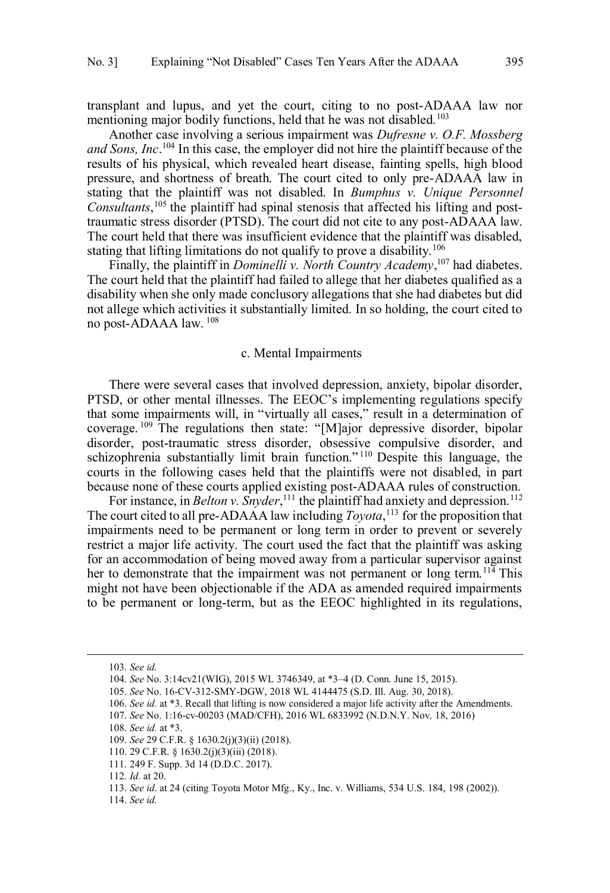transplant and lupus, and yet the court, citing to no post-ADAAA law nor mentioning major bodily functions, held that he was not disabled.[103]

Another case involving a serious impairment was *Dufresne v. O.F. Mossberg and Sons, Inc*.[104] In this case, the employer did not hire the plaintiff because of the results of his physical, which revealed heart disease, fainting spells, high blood pressure, and shortness of breath. The court cited to only pre-ADAAA law in stating that the plaintiff was not disabled. In *Bumphus v. Unique Personnel Consultants*,[105] the plaintiff had spinal stenosis that affected his lifting and post-traumatic stress disorder (PTSD). The court did not cite to any post-ADAAA law. The court held that there was insufficient evidence that the plaintiff was disabled, stating that lifting limitations do not qualify to prove a disability.[106]

Finally, the plaintiff in *Dominelli v. North Country Academy*,[107] had diabetes. The court held that the plaintiff had failed to allege that her diabetes qualified as a disability when she only made conclusory allegations that she had diabetes but did not allege which activities it substantially limited. In so holding, the court cited to no post-ADAAA law. [108]

#### c. Mental Impairments

There were several cases that involved depression, anxiety, bipolar disorder, PTSD, or other mental illnesses. The EEOC's implementing regulations specify that some impairments will, in "virtually all cases," result in a determination of coverage.[109] The regulations then state: "[M]ajor depressive disorder, bipolar disorder, post-traumatic stress disorder, obsessive compulsive disorder, and schizophrenia substantially limit brain function."[110] Despite this language, the courts in the following cases held that the plaintiffs were not disabled, in part because none of these courts applied existing post-ADAAA rules of construction.

For instance, in *Belton v. Snyder*,[111] the plaintiff had anxiety and depression.[112] The court cited to all pre-ADAAA law including *Toyota*,[113] for the proposition that impairments need to be permanent or long term in order to prevent or severely restrict a major life activity. The court used the fact that the plaintiff was asking for an accommodation of being moved away from a particular supervisor against her to demonstrate that the impairment was not permanent or long term.[114] This might not have been objectionable if the ADA as amended required impairments to be permanent or long-term, but as the EEOC highlighted in its regulations,

---

103. *See id.*

104. *See* No. 3:14cv21(WIG), 2015 WL 3746349, at *3–4 (D. Conn. June 15, 2015).

105. *See* No. 16-CV-312-SMY-DGW, 2018 WL 4144475 (S.D. Ill. Aug. 30, 2018).

106. *See id.* at *3. Recall that lifting is now considered a major life activity after the Amendments.

107. *See* No. 1:16-cv-00203 (MAD/CFH), 2016 WL 6833992 (N.D.N.Y. Nov. 18, 2016)

108. *See id.* at *3.

109. *See* 29 C.F.R. § 1630.2(j)(3)(ii) (2018).

110. 29 C.F.R. § 1630.2(j)(3)(iii) (2018).

111. 249 F. Supp. 3d 14 (D.D.C. 2017).

112. *Id.* at 20.

113. *See id*. at 24 (citing Toyota Motor Mfg., Ky., Inc. v. Williams, 534 U.S. 184, 198 (2002)).

114. *See id.*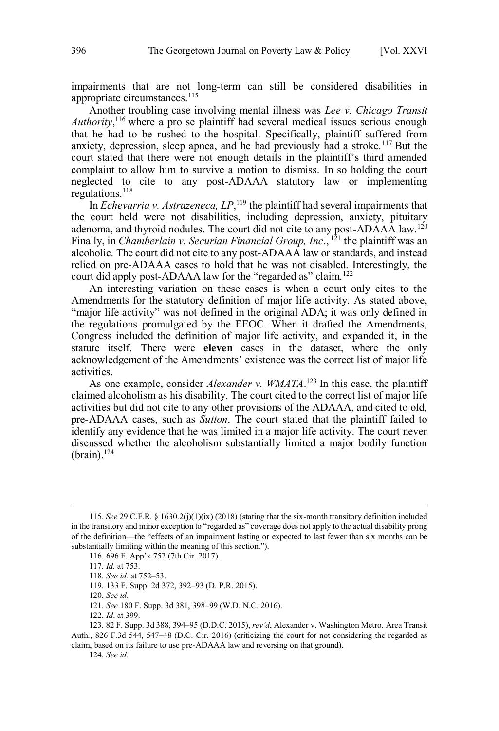impairments that are not long-term can still be considered disabilities in appropriate circumstances.[115]

Another troubling case involving mental illness was *Lee v. Chicago Transit Authority*,[116] where a pro se plaintiff had several medical issues serious enough that he had to be rushed to the hospital. Specifically, plaintiff suffered from anxiety, depression, sleep apnea, and he had previously had a stroke.[117] But the court stated that there were not enough details in the plaintiff's third amended complaint to allow him to survive a motion to dismiss. In so holding the court neglected to cite to any post-ADAAA statutory law or implementing regulations.[118]

In *Echevarria v. Astrazeneca, LP*,[119] the plaintiff had several impairments that the court held were not disabilities, including depression, anxiety, pituitary adenoma, and thyroid nodules. The court did not cite to any post-ADAAA law.[120] Finally, in *Chamberlain v. Securian Financial Group, Inc*.,[121] the plaintiff was an alcoholic. The court did not cite to any post-ADAAA law or standards, and instead relied on pre-ADAAA cases to hold that he was not disabled. Interestingly, the court did apply post-ADAAA law for the "regarded as" claim.[122]

An interesting variation on these cases is when a court only cites to the Amendments for the statutory definition of major life activity. As stated above, "major life activity" was not defined in the original ADA; it was only defined in the regulations promulgated by the EEOC. When it drafted the Amendments, Congress included the definition of major life activity, and expanded it, in the statute itself. There were **eleven** cases in the dataset, where the only acknowledgement of the Amendments' existence was the correct list of major life activities.

As one example, consider *Alexander v. WMATA*.[123] In this case, the plaintiff claimed alcoholism as his disability. The court cited to the correct list of major life activities but did not cite to any other provisions of the ADAAA, and cited to old, pre-ADAAA cases, such as *Sutton*. The court stated that the plaintiff failed to identify any evidence that he was limited in a major life activity. The court never discussed whether the alcoholism substantially limited a major bodily function (brain).[124]

---

115. *See* 29 C.F.R. § 1630.2(j)(1)(ix) (2018) (stating that the six-month transitory definition included in the transitory and minor exception to "regarded as" coverage does not apply to the actual disability prong of the definition—the "effects of an impairment lasting or expected to last fewer than six months can be substantially limiting within the meaning of this section.").

116. 696 F. App'x 752 (7th Cir. 2017).

117. *Id.* at 753.

118. *See id.* at 752–53.

119. 133 F. Supp. 2d 372, 392–93 (D. P.R. 2015).

120. *See id.*

121. *See* 180 F. Supp. 3d 381, 398–99 (W.D. N.C. 2016).

122. *Id*. at 399.

123. 82 F. Supp. 3d 388, 394–95 (D.D.C. 2015), *rev'd*, Alexander v. Washington Metro. Area Transit Auth., 826 F.3d 544, 547–48 (D.C. Cir. 2016) (criticizing the court for not considering the regarded as claim, based on its failure to use pre-ADAAA law and reversing on that ground).

124. *See id.*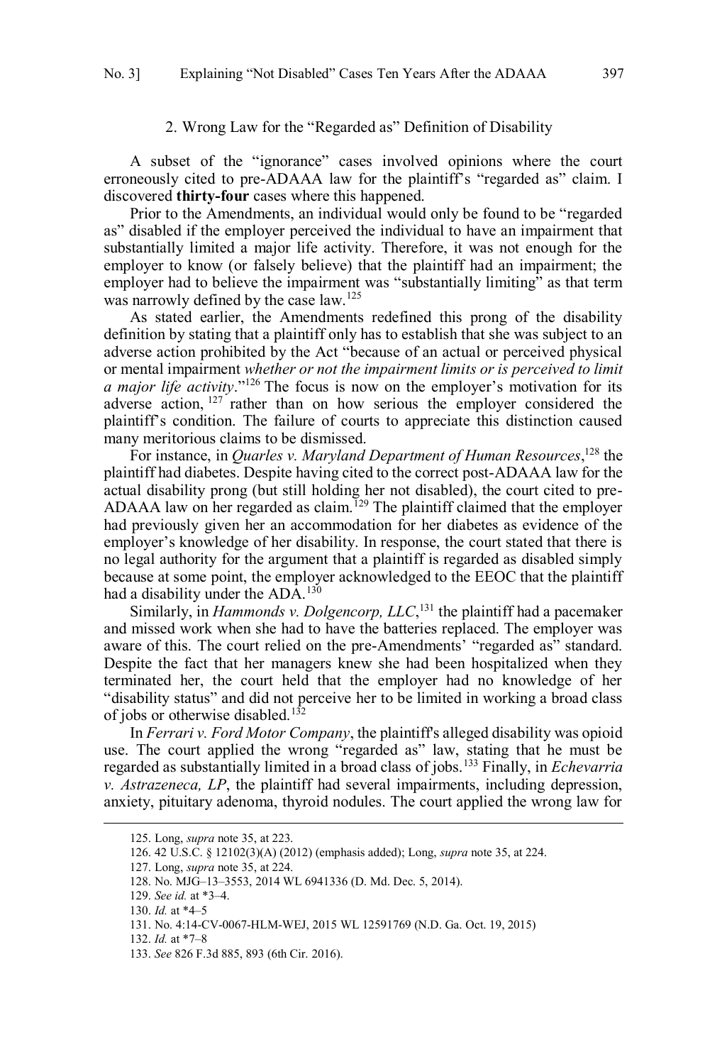### 2. Wrong Law for the "Regarded as" Definition of Disability

A subset of the "ignorance" cases involved opinions where the court erroneously cited to pre-ADAAA law for the plaintiff's "regarded as" claim. I discovered **thirty-four** cases where this happened.

Prior to the Amendments, an individual would only be found to be "regarded as" disabled if the employer perceived the individual to have an impairment that substantially limited a major life activity. Therefore, it was not enough for the employer to know (or falsely believe) that the plaintiff had an impairment; the employer had to believe the impairment was "substantially limiting" as that term was narrowly defined by the case law.[125]

As stated earlier, the Amendments redefined this prong of the disability definition by stating that a plaintiff only has to establish that she was subject to an adverse action prohibited by the Act "because of an actual or perceived physical or mental impairment *whether or not the impairment limits or is perceived to limit a major life activity*."[126] The focus is now on the employer's motivation for its adverse action,[127] rather than on how serious the employer considered the plaintiff's condition. The failure of courts to appreciate this distinction caused many meritorious claims to be dismissed.

For instance, in *Quarles v. Maryland Department of Human Resources*,[128] the plaintiff had diabetes. Despite having cited to the correct post-ADAAA law for the actual disability prong (but still holding her not disabled), the court cited to pre-ADAAA law on her regarded as claim.[129] The plaintiff claimed that the employer had previously given her an accommodation for her diabetes as evidence of the employer's knowledge of her disability. In response, the court stated that there is no legal authority for the argument that a plaintiff is regarded as disabled simply because at some point, the employer acknowledged to the EEOC that the plaintiff had a disability under the ADA.[130]

Similarly, in *Hammonds v. Dolgencorp, LLC*,[131] the plaintiff had a pacemaker and missed work when she had to have the batteries replaced. The employer was aware of this. The court relied on the pre-Amendments' "regarded as" standard. Despite the fact that her managers knew she had been hospitalized when they terminated her, the court held that the employer had no knowledge of her "disability status" and did not perceive her to be limited in working a broad class of jobs or otherwise disabled.[132]

In *Ferrari v. Ford Motor Company*, the plaintiff's alleged disability was opioid use. The court applied the wrong "regarded as" law, stating that he must be regarded as substantially limited in a broad class of jobs.[133] Finally, in *Echevarria v. Astrazeneca, LP*, the plaintiff had several impairments, including depression, anxiety, pituitary adenoma, thyroid nodules. The court applied the wrong law for

---

125. Long, *supra* note 35, at 223.

126. 42 U.S.C. § 12102(3)(A) (2012) (emphasis added); Long, *supra* note 35, at 224.

127. Long, *supra* note 35, at 224.

128. No. MJG–13–3553, 2014 WL 6941336 (D. Md. Dec. 5, 2014).

129. *See id.* at *3–4.

130. *Id.* at *4–5

131. No. 4:14-CV-0067-HLM-WEJ, 2015 WL 12591769 (N.D. Ga. Oct. 19, 2015)

132. *Id.* at *7–8

133. *See* 826 F.3d 885, 893 (6th Cir. 2016).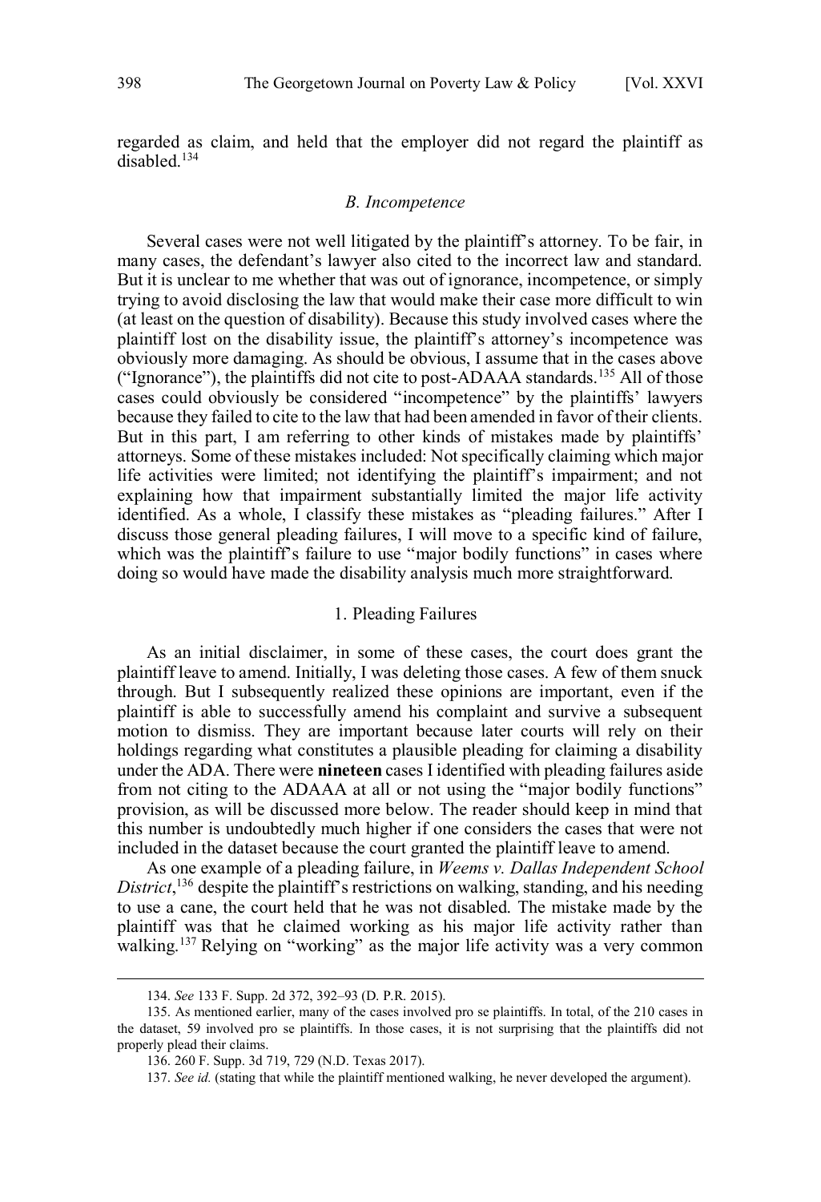regarded as claim, and held that the employer did not regard the plaintiff as disabled.[134]

### *B. Incompetence*

Several cases were not well litigated by the plaintiff's attorney. To be fair, in many cases, the defendant's lawyer also cited to the incorrect law and standard. But it is unclear to me whether that was out of ignorance, incompetence, or simply trying to avoid disclosing the law that would make their case more difficult to win (at least on the question of disability). Because this study involved cases where the plaintiff lost on the disability issue, the plaintiff's attorney's incompetence was obviously more damaging. As should be obvious, I assume that in the cases above ("Ignorance"), the plaintiffs did not cite to post-ADAAA standards.[135] All of those cases could obviously be considered "incompetence" by the plaintiffs' lawyers because they failed to cite to the law that had been amended in favor of their clients. But in this part, I am referring to other kinds of mistakes made by plaintiffs' attorneys. Some of these mistakes included: Not specifically claiming which major life activities were limited; not identifying the plaintiff's impairment; and not explaining how that impairment substantially limited the major life activity identified. As a whole, I classify these mistakes as "pleading failures." After I discuss those general pleading failures, I will move to a specific kind of failure, which was the plaintiff's failure to use "major bodily functions" in cases where doing so would have made the disability analysis much more straightforward.

#### 1. Pleading Failures

As an initial disclaimer, in some of these cases, the court does grant the plaintiff leave to amend. Initially, I was deleting those cases. A few of them snuck through. But I subsequently realized these opinions are important, even if the plaintiff is able to successfully amend his complaint and survive a subsequent motion to dismiss. They are important because later courts will rely on their holdings regarding what constitutes a plausible pleading for claiming a disability under the ADA. There were **nineteen** cases I identified with pleading failures aside from not citing to the ADAAA at all or not using the "major bodily functions" provision, as will be discussed more below. The reader should keep in mind that this number is undoubtedly much higher if one considers the cases that were not included in the dataset because the court granted the plaintiff leave to amend.

As one example of a pleading failure, in *Weems v. Dallas Independent School District*,[136] despite the plaintiff's restrictions on walking, standing, and his needing to use a cane, the court held that he was not disabled. The mistake made by the plaintiff was that he claimed working as his major life activity rather than walking.[137] Relying on "working" as the major life activity was a very common

---

134. *See* 133 F. Supp. 2d 372, 392–93 (D. P.R. 2015).

135. As mentioned earlier, many of the cases involved pro se plaintiffs. In total, of the 210 cases in the dataset, 59 involved pro se plaintiffs. In those cases, it is not surprising that the plaintiffs did not properly plead their claims.

136. 260 F. Supp. 3d 719, 729 (N.D. Texas 2017).

137. *See id.* (stating that while the plaintiff mentioned walking, he never developed the argument).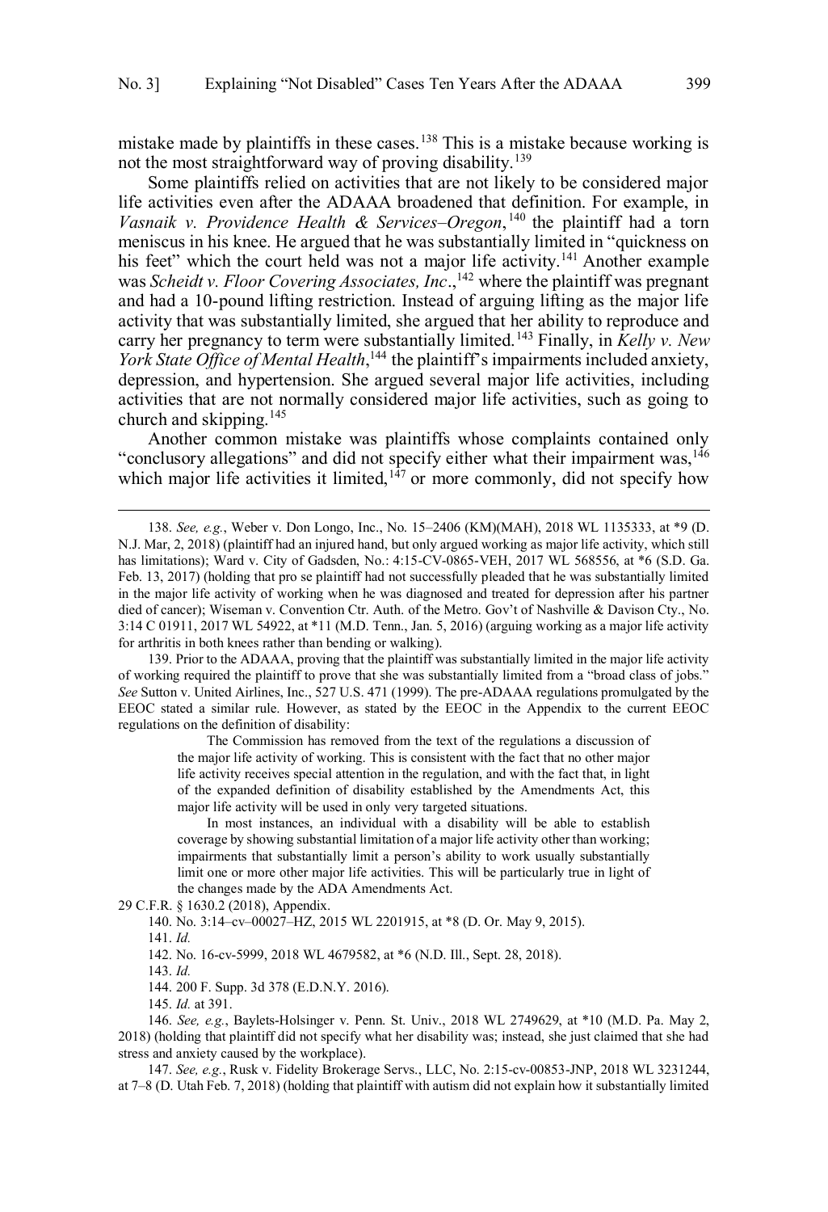mistake made by plaintiffs in these cases.[138] This is a mistake because working is not the most straightforward way of proving disability.[139]

Some plaintiffs relied on activities that are not likely to be considered major life activities even after the ADAAA broadened that definition. For example, in *Vasnaik v. Providence Health & Services–Oregon*,[140] the plaintiff had a torn meniscus in his knee. He argued that he was substantially limited in "quickness on his feet" which the court held was not a major life activity.[141] Another example was *Scheidt v. Floor Covering Associates, Inc*.,[142] where the plaintiff was pregnant and had a 10-pound lifting restriction. Instead of arguing lifting as the major life activity that was substantially limited, she argued that her ability to reproduce and carry her pregnancy to term were substantially limited.[143] Finally, in *Kelly v. New York State Office of Mental Health*,[144] the plaintiff's impairments included anxiety, depression, and hypertension. She argued several major life activities, including activities that are not normally considered major life activities, such as going to church and skipping.[145]

Another common mistake was plaintiffs whose complaints contained only "conclusory allegations" and did not specify either what their impairment was,[146] which major life activities it limited,[147] or more commonly, did not specify how

---

138. *See, e.g.*, Weber v. Don Longo, Inc., No. 15–2406 (KM)(MAH), 2018 WL 1135333, at *9 (D. N.J. Mar, 2, 2018) (plaintiff had an injured hand, but only argued working as major life activity, which still has limitations); Ward v. City of Gadsden, No.: 4:15-CV-0865-VEH, 2017 WL 568556, at *6 (S.D. Ga. Feb. 13, 2017) (holding that pro se plaintiff had not successfully pleaded that he was substantially limited in the major life activity of working when he was diagnosed and treated for depression after his partner died of cancer); Wiseman v. Convention Ctr. Auth. of the Metro. Gov't of Nashville & Davison Cty., No. 3:14 C 01911, 2017 WL 54922, at *11 (M.D. Tenn., Jan. 5, 2016) (arguing working as a major life activity for arthritis in both knees rather than bending or walking).

139. Prior to the ADAAA, proving that the plaintiff was substantially limited in the major life activity of working required the plaintiff to prove that she was substantially limited from a "broad class of jobs." *See* Sutton v. United Airlines, Inc., 527 U.S. 471 (1999). The pre-ADAAA regulations promulgated by the EEOC stated a similar rule. However, as stated by the EEOC in the Appendix to the current EEOC regulations on the definition of disability:

> The Commission has removed from the text of the regulations a discussion of the major life activity of working. This is consistent with the fact that no other major life activity receives special attention in the regulation, and with the fact that, in light of the expanded definition of disability established by the Amendments Act, this major life activity will be used in only very targeted situations.
>
> In most instances, an individual with a disability will be able to establish coverage by showing substantial limitation of a major life activity other than working; impairments that substantially limit a person's ability to work usually substantially limit one or more other major life activities. This will be particularly true in light of the changes made by the ADA Amendments Act.

29 C.F.R. § 1630.2 (2018), Appendix.

140. No. 3:14–cv–00027–HZ, 2015 WL 2201915, at *8 (D. Or. May 9, 2015).

141. *Id.*

142. No. 16-cv-5999, 2018 WL 4679582, at *6 (N.D. Ill., Sept. 28, 2018).

143. *Id.*

144. 200 F. Supp. 3d 378 (E.D.N.Y. 2016).

145. *Id.* at 391.

146. *See, e.g.*, Baylets-Holsinger v. Penn. St. Univ., 2018 WL 2749629, at *10 (M.D. Pa. May 2, 2018) (holding that plaintiff did not specify what her disability was; instead, she just claimed that she had stress and anxiety caused by the workplace).

147. *See, e.g.*, Rusk v. Fidelity Brokerage Servs., LLC, No. 2:15-cv-00853-JNP, 2018 WL 3231244, at 7–8 (D. Utah Feb. 7, 2018) (holding that plaintiff with autism did not explain how it substantially limited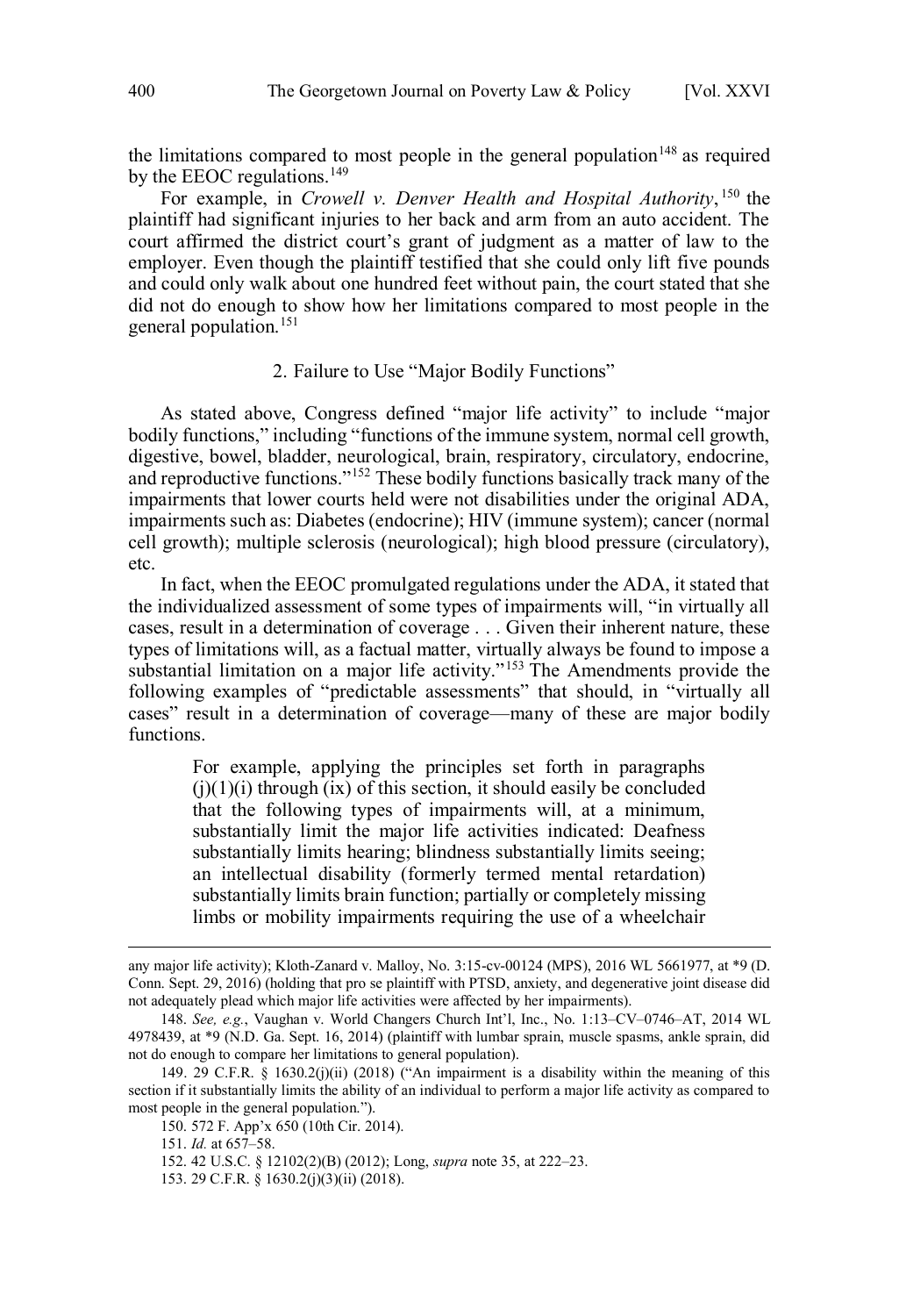the limitations compared to most people in the general population[148] as required by the EEOC regulations.[149]

For example, in *Crowell v. Denver Health and Hospital Authority*,[150] the plaintiff had significant injuries to her back and arm from an auto accident. The court affirmed the district court's grant of judgment as a matter of law to the employer. Even though the plaintiff testified that she could only lift five pounds and could only walk about one hundred feet without pain, the court stated that she did not do enough to show how her limitations compared to most people in the general population.[151]

### 2. Failure to Use "Major Bodily Functions"

As stated above, Congress defined "major life activity" to include "major bodily functions," including "functions of the immune system, normal cell growth, digestive, bowel, bladder, neurological, brain, respiratory, circulatory, endocrine, and reproductive functions."[152] These bodily functions basically track many of the impairments that lower courts held were not disabilities under the original ADA, impairments such as: Diabetes (endocrine); HIV (immune system); cancer (normal cell growth); multiple sclerosis (neurological); high blood pressure (circulatory), etc.

In fact, when the EEOC promulgated regulations under the ADA, it stated that the individualized assessment of some types of impairments will, "in virtually all cases, result in a determination of coverage . . . Given their inherent nature, these types of limitations will, as a factual matter, virtually always be found to impose a substantial limitation on a major life activity."[153] The Amendments provide the following examples of "predictable assessments" that should, in "virtually all cases" result in a determination of coverage—many of these are major bodily functions.

> For example, applying the principles set forth in paragraphs (j)(1)(i) through (ix) of this section, it should easily be concluded that the following types of impairments will, at a minimum, substantially limit the major life activities indicated: Deafness substantially limits hearing; blindness substantially limits seeing; an intellectual disability (formerly termed mental retardation) substantially limits brain function; partially or completely missing limbs or mobility impairments requiring the use of a wheelchair

---

any major life activity); Kloth-Zanard v. Malloy, No. 3:15-cv-00124 (MPS), 2016 WL 5661977, at *9 (D. Conn. Sept. 29, 2016) (holding that pro se plaintiff with PTSD, anxiety, and degenerative joint disease did not adequately plead which major life activities were affected by her impairments).

148. *See, e.g.*, Vaughan v. World Changers Church Int'l, Inc., No. 1:13–CV–0746–AT, 2014 WL 4978439, at *9 (N.D. Ga. Sept. 16, 2014) (plaintiff with lumbar sprain, muscle spasms, ankle sprain, did not do enough to compare her limitations to general population).

149. 29 C.F.R. § 1630.2(j)(ii) (2018) ("An impairment is a disability within the meaning of this section if it substantially limits the ability of an individual to perform a major life activity as compared to most people in the general population.").

150. 572 F. App'x 650 (10th Cir. 2014).

151. *Id.* at 657–58.

152. 42 U.S.C. § 12102(2)(B) (2012); Long, *supra* note 35, at 222–23.

153. 29 C.F.R. § 1630.2(j)(3)(ii) (2018).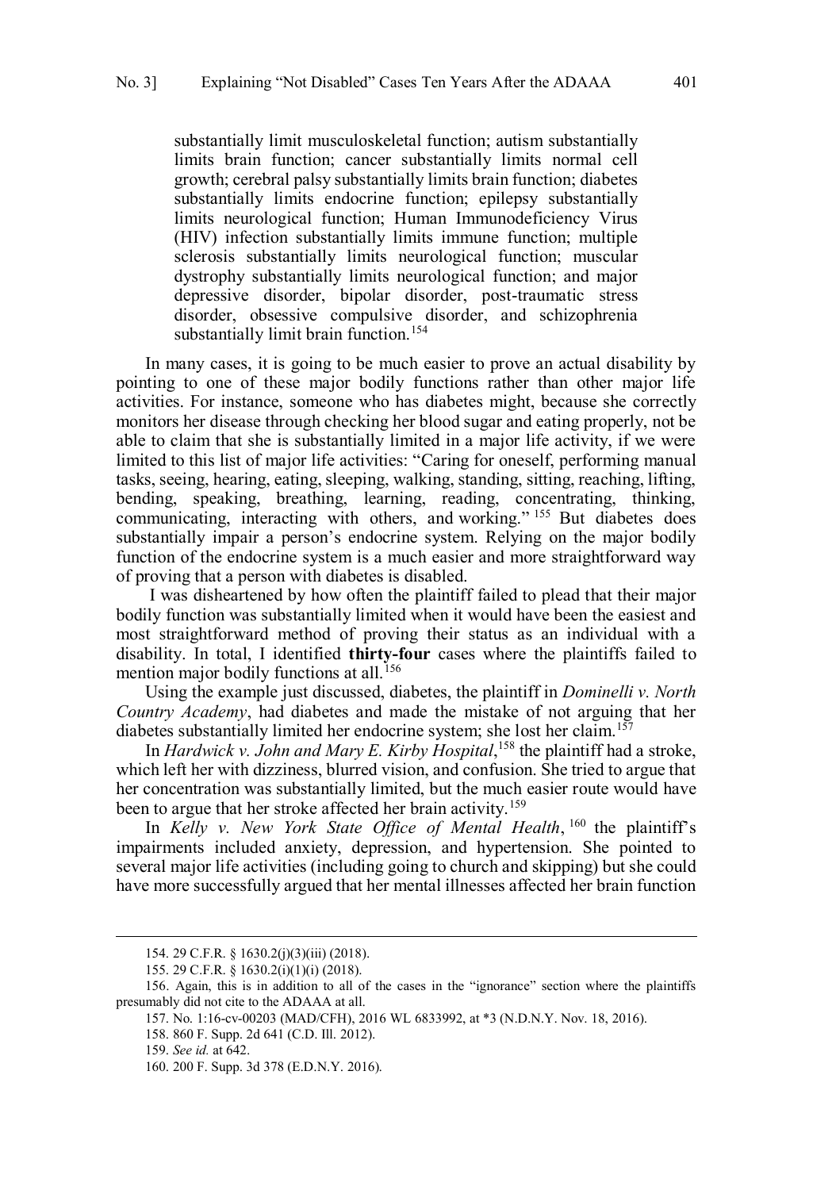> substantially limit musculoskeletal function; autism substantially limits brain function; cancer substantially limits normal cell growth; cerebral palsy substantially limits brain function; diabetes substantially limits endocrine function; epilepsy substantially limits neurological function; Human Immunodeficiency Virus (HIV) infection substantially limits immune function; multiple sclerosis substantially limits neurological function; muscular dystrophy substantially limits neurological function; and major depressive disorder, bipolar disorder, post-traumatic stress disorder, obsessive compulsive disorder, and schizophrenia substantially limit brain function.[154]

In many cases, it is going to be much easier to prove an actual disability by pointing to one of these major bodily functions rather than other major life activities. For instance, someone who has diabetes might, because she correctly monitors her disease through checking her blood sugar and eating properly, not be able to claim that she is substantially limited in a major life activity, if we were limited to this list of major life activities: "Caring for oneself, performing manual tasks, seeing, hearing, eating, sleeping, walking, standing, sitting, reaching, lifting, bending, speaking, breathing, learning, reading, concentrating, thinking, communicating, interacting with others, and working."[155] But diabetes does substantially impair a person's endocrine system. Relying on the major bodily function of the endocrine system is a much easier and more straightforward way of proving that a person with diabetes is disabled.

I was disheartened by how often the plaintiff failed to plead that their major bodily function was substantially limited when it would have been the easiest and most straightforward method of proving their status as an individual with a disability. In total, I identified **thirty-four** cases where the plaintiffs failed to mention major bodily functions at all.[156]

Using the example just discussed, diabetes, the plaintiff in *Dominelli v. North Country Academy*, had diabetes and made the mistake of not arguing that her diabetes substantially limited her endocrine system; she lost her claim.[157]

In *Hardwick v. John and Mary E. Kirby Hospital*,[158] the plaintiff had a stroke, which left her with dizziness, blurred vision, and confusion. She tried to argue that her concentration was substantially limited, but the much easier route would have been to argue that her stroke affected her brain activity.[159]

In *Kelly v. New York State Office of Mental Health*,[160] the plaintiff's impairments included anxiety, depression, and hypertension. She pointed to several major life activities (including going to church and skipping) but she could have more successfully argued that her mental illnesses affected her brain function

---

154. 29 C.F.R. § 1630.2(j)(3)(iii) (2018).

155. 29 C.F.R. § 1630.2(i)(1)(i) (2018).

156. Again, this is in addition to all of the cases in the "ignorance" section where the plaintiffs presumably did not cite to the ADAAA at all.

157. No. 1:16-cv-00203 (MAD/CFH), 2016 WL 6833992, at *3 (N.D.N.Y. Nov. 18, 2016).

158. 860 F. Supp. 2d 641 (C.D. Ill. 2012).

159. *See id.* at 642.

160. 200 F. Supp. 3d 378 (E.D.N.Y. 2016).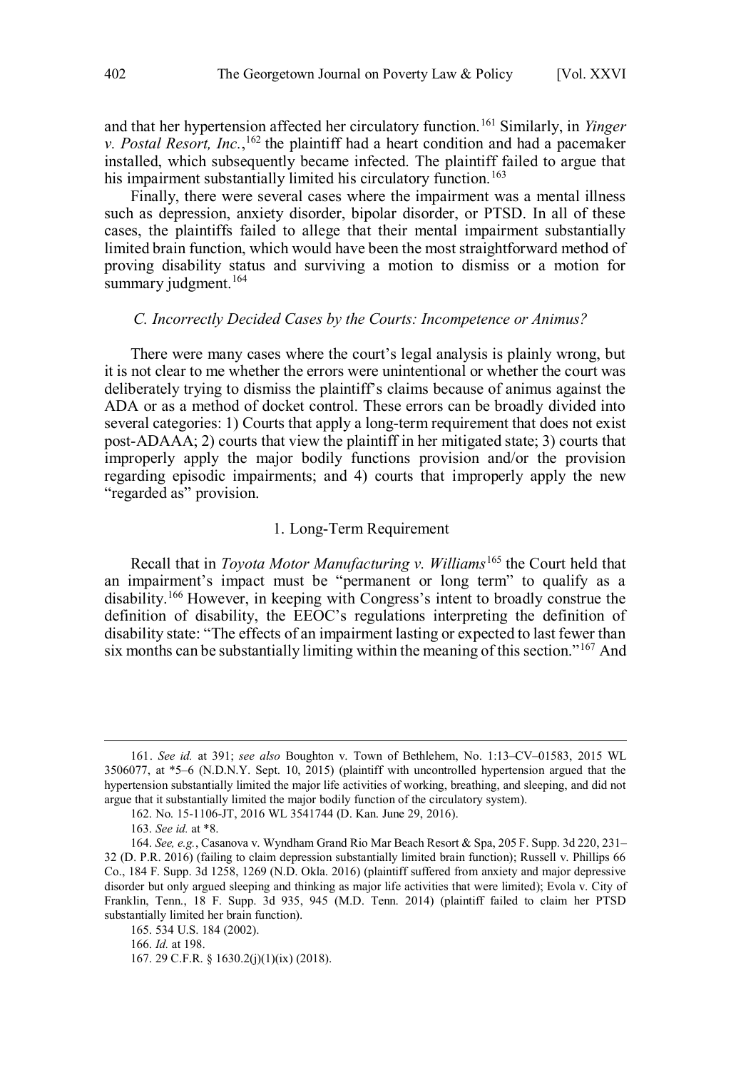and that her hypertension affected her circulatory function.[161] Similarly, in *Yinger v. Postal Resort, Inc.*,[162] the plaintiff had a heart condition and had a pacemaker installed, which subsequently became infected. The plaintiff failed to argue that his impairment substantially limited his circulatory function.[163]

Finally, there were several cases where the impairment was a mental illness such as depression, anxiety disorder, bipolar disorder, or PTSD. In all of these cases, the plaintiffs failed to allege that their mental impairment substantially limited brain function, which would have been the most straightforward method of proving disability status and surviving a motion to dismiss or a motion for summary judgment.[164]

### *C. Incorrectly Decided Cases by the Courts: Incompetence or Animus?*

There were many cases where the court's legal analysis is plainly wrong, but it is not clear to me whether the errors were unintentional or whether the court was deliberately trying to dismiss the plaintiff's claims because of animus against the ADA or as a method of docket control. These errors can be broadly divided into several categories: 1) Courts that apply a long-term requirement that does not exist post-ADAAA; 2) courts that view the plaintiff in her mitigated state; 3) courts that improperly apply the major bodily functions provision and/or the provision regarding episodic impairments; and 4) courts that improperly apply the new "regarded as" provision.

#### 1. Long-Term Requirement

Recall that in *Toyota Motor Manufacturing v. Williams*[165] the Court held that an impairment's impact must be "permanent or long term" to qualify as a disability.[166] However, in keeping with Congress's intent to broadly construe the definition of disability, the EEOC's regulations interpreting the definition of disability state: "The effects of an impairment lasting or expected to last fewer than six months can be substantially limiting within the meaning of this section."[167] And

---

161. *See id.* at 391; *see also* Boughton v. Town of Bethlehem, No. 1:13–CV–01583, 2015 WL 3506077, at *5–6 (N.D.N.Y. Sept. 10, 2015) (plaintiff with uncontrolled hypertension argued that the hypertension substantially limited the major life activities of working, breathing, and sleeping, and did not argue that it substantially limited the major bodily function of the circulatory system).

162. No. 15-1106-JT, 2016 WL 3541744 (D. Kan. June 29, 2016).

163. *See id.* at *8.

164. *See, e.g.*, Casanova v. Wyndham Grand Rio Mar Beach Resort & Spa, 205 F. Supp. 3d 220, 231–32 (D. P.R. 2016) (failing to claim depression substantially limited brain function); Russell v. Phillips 66 Co., 184 F. Supp. 3d 1258, 1269 (N.D. Okla. 2016) (plaintiff suffered from anxiety and major depressive disorder but only argued sleeping and thinking as major life activities that were limited); Evola v. City of Franklin, Tenn., 18 F. Supp. 3d 935, 945 (M.D. Tenn. 2014) (plaintiff failed to claim her PTSD substantially limited her brain function).

165. 534 U.S. 184 (2002).

166. *Id.* at 198.

167. 29 C.F.R. § 1630.2(j)(1)(ix) (2018).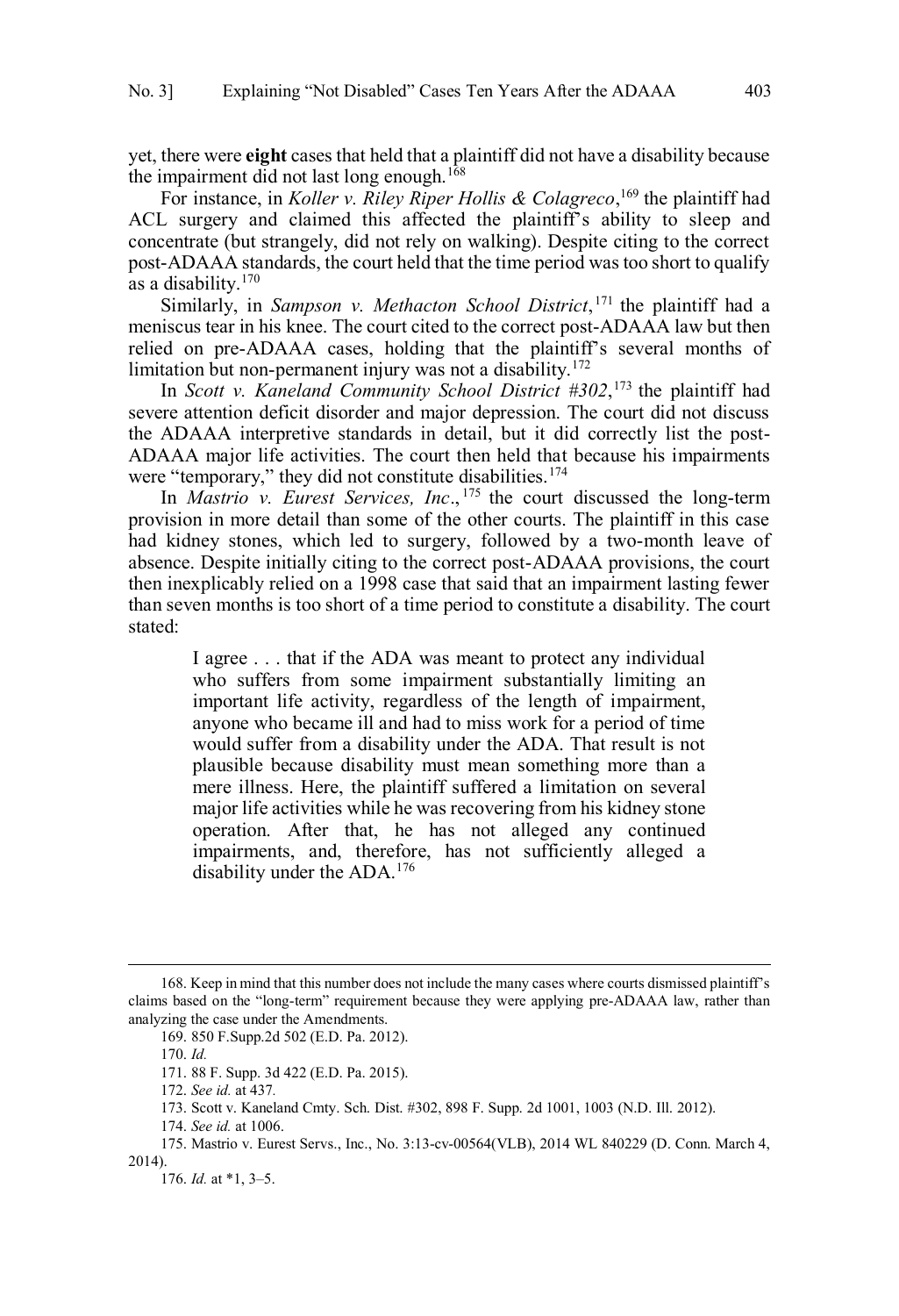yet, there were **eight** cases that held that a plaintiff did not have a disability because the impairment did not last long enough.[168]

For instance, in *Koller v. Riley Riper Hollis & Colagreco*,[169] the plaintiff had ACL surgery and claimed this affected the plaintiff's ability to sleep and concentrate (but strangely, did not rely on walking). Despite citing to the correct post-ADAAA standards, the court held that the time period was too short to qualify as a disability.[170]

Similarly, in *Sampson v. Methacton School District*,[171] the plaintiff had a meniscus tear in his knee. The court cited to the correct post-ADAAA law but then relied on pre-ADAAA cases, holding that the plaintiff's several months of limitation but non-permanent injury was not a disability.[172]

In *Scott v. Kaneland Community School District #302*,[173] the plaintiff had severe attention deficit disorder and major depression. The court did not discuss the ADAAA interpretive standards in detail, but it did correctly list the post-ADAAA major life activities. The court then held that because his impairments were "temporary," they did not constitute disabilities.[174]

In *Mastrio v. Eurest Services, Inc.*,[175] the court discussed the long-term provision in more detail than some of the other courts. The plaintiff in this case had kidney stones, which led to surgery, followed by a two-month leave of absence. Despite initially citing to the correct post-ADAAA provisions, the court then inexplicably relied on a 1998 case that said that an impairment lasting fewer than seven months is too short of a time period to constitute a disability. The court stated:

> I agree . . . that if the ADA was meant to protect any individual who suffers from some impairment substantially limiting an important life activity, regardless of the length of impairment, anyone who became ill and had to miss work for a period of time would suffer from a disability under the ADA. That result is not plausible because disability must mean something more than a mere illness. Here, the plaintiff suffered a limitation on several major life activities while he was recovering from his kidney stone operation. After that, he has not alleged any continued impairments, and, therefore, has not sufficiently alleged a disability under the ADA.[176]

---

168. Keep in mind that this number does not include the many cases where courts dismissed plaintiff's claims based on the "long-term" requirement because they were applying pre-ADAAA law, rather than analyzing the case under the Amendments.

169. 850 F.Supp.2d 502 (E.D. Pa. 2012).

170. *Id.*

171. 88 F. Supp. 3d 422 (E.D. Pa. 2015).

172. *See id.* at 437.

173. Scott v. Kaneland Cmty. Sch. Dist. #302, 898 F. Supp. 2d 1001, 1003 (N.D. Ill. 2012).

174. *See id.* at 1006.

175. Mastrio v. Eurest Servs., Inc., No. 3:13-cv-00564(VLB), 2014 WL 840229 (D. Conn. March 4, 2014).

176. *Id.* at *1, 3–5.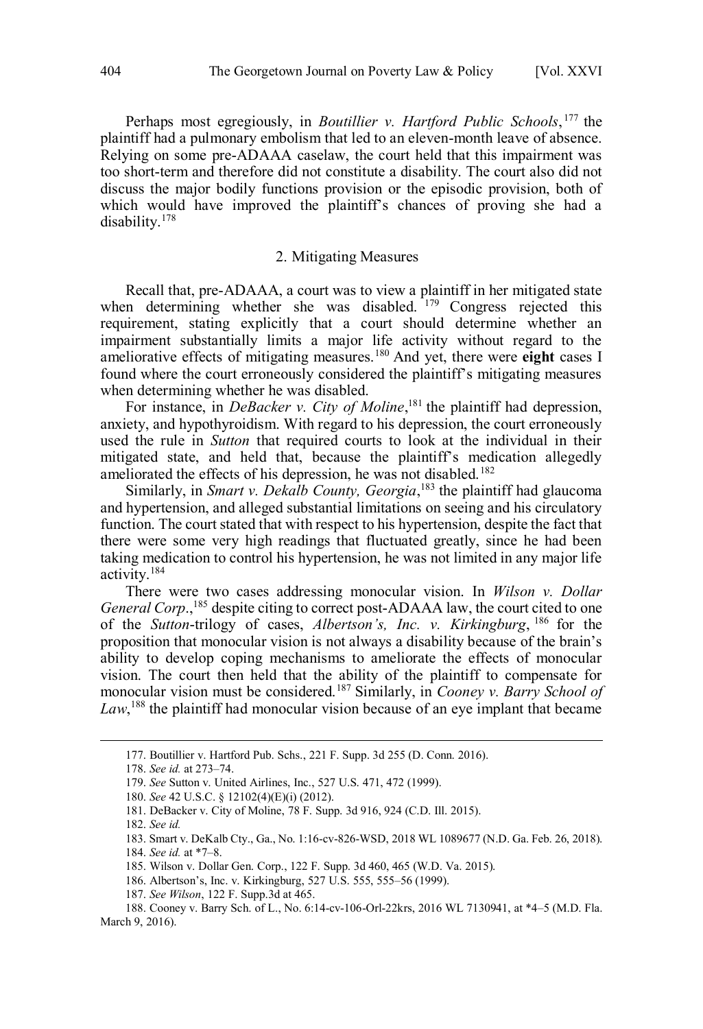Perhaps most egregiously, in *Boutillier v. Hartford Public Schools*,[177] the plaintiff had a pulmonary embolism that led to an eleven-month leave of absence. Relying on some pre-ADAAA caselaw, the court held that this impairment was too short-term and therefore did not constitute a disability. The court also did not discuss the major bodily functions provision or the episodic provision, both of which would have improved the plaintiff's chances of proving she had a disability.[178]

### 2. Mitigating Measures

Recall that, pre-ADAAA, a court was to view a plaintiff in her mitigated state when determining whether she was disabled.[179] Congress rejected this requirement, stating explicitly that a court should determine whether an impairment substantially limits a major life activity without regard to the ameliorative effects of mitigating measures.[180] And yet, there were **eight** cases I found where the court erroneously considered the plaintiff's mitigating measures when determining whether he was disabled.

For instance, in *DeBacker v. City of Moline*,[181] the plaintiff had depression, anxiety, and hypothyroidism. With regard to his depression, the court erroneously used the rule in *Sutton* that required courts to look at the individual in their mitigated state, and held that, because the plaintiff's medication allegedly ameliorated the effects of his depression, he was not disabled.[182]

Similarly, in *Smart v. Dekalb County, Georgia*,[183] the plaintiff had glaucoma and hypertension, and alleged substantial limitations on seeing and his circulatory function. The court stated that with respect to his hypertension, despite the fact that there were some very high readings that fluctuated greatly, since he had been taking medication to control his hypertension, he was not limited in any major life activity.[184]

There were two cases addressing monocular vision. In *Wilson v. Dollar General Corp*.,[185] despite citing to correct post-ADAAA law, the court cited to one of the *Sutton*-trilogy of cases, *Albertson's, Inc. v. Kirkingburg*,[186] for the proposition that monocular vision is not always a disability because of the brain's ability to develop coping mechanisms to ameliorate the effects of monocular vision. The court then held that the ability of the plaintiff to compensate for monocular vision must be considered.[187] Similarly, in *Cooney v. Barry School of Law*,[188] the plaintiff had monocular vision because of an eye implant that became

---

177. Boutillier v. Hartford Pub. Schs., 221 F. Supp. 3d 255 (D. Conn. 2016).

178. *See id.* at 273–74.

179. *See* Sutton v. United Airlines, Inc., 527 U.S. 471, 472 (1999).

180. *See* 42 U.S.C. § 12102(4)(E)(i) (2012).

181. DeBacker v. City of Moline, 78 F. Supp. 3d 916, 924 (C.D. Ill. 2015).

182. *See id.*

183. Smart v. DeKalb Cty., Ga., No. 1:16-cv-826-WSD, 2018 WL 1089677 (N.D. Ga. Feb. 26, 2018).

184. *See id.* at *7–8.

185. Wilson v. Dollar Gen. Corp., 122 F. Supp. 3d 460, 465 (W.D. Va. 2015).

186. Albertson's, Inc. v. Kirkingburg, 527 U.S. 555, 555–56 (1999).

187. *See Wilson*, 122 F. Supp.3d at 465.

188. Cooney v. Barry Sch. of L., No. 6:14-cv-106-Orl-22krs, 2016 WL 7130941, at *4–5 (M.D. Fla. March 9, 2016).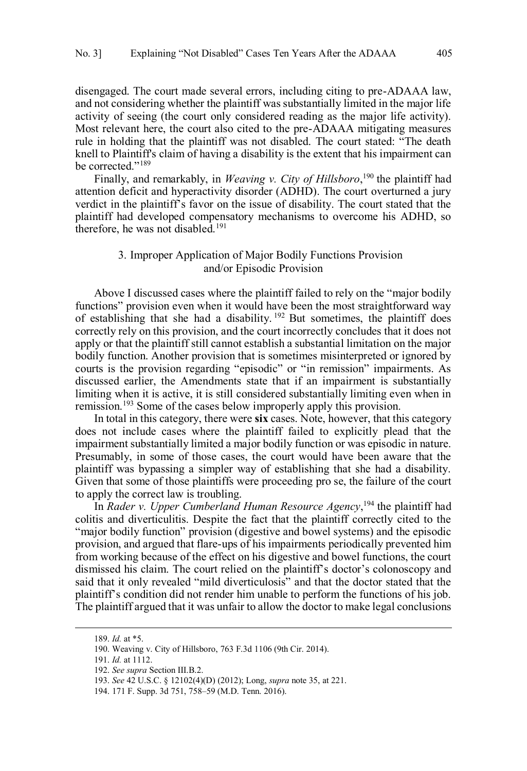disengaged. The court made several errors, including citing to pre-ADAAA law, and not considering whether the plaintiff was substantially limited in the major life activity of seeing (the court only considered reading as the major life activity). Most relevant here, the court also cited to the pre-ADAAA mitigating measures rule in holding that the plaintiff was not disabled. The court stated: "The death knell to Plaintiff's claim of having a disability is the extent that his impairment can be corrected."[189]

Finally, and remarkably, in *Weaving v. City of Hillsboro*,[190] the plaintiff had attention deficit and hyperactivity disorder (ADHD). The court overturned a jury verdict in the plaintiff's favor on the issue of disability. The court stated that the plaintiff had developed compensatory mechanisms to overcome his ADHD, so therefore, he was not disabled.[191]

### 3. Improper Application of Major Bodily Functions Provision and/or Episodic Provision

Above I discussed cases where the plaintiff failed to rely on the "major bodily functions" provision even when it would have been the most straightforward way of establishing that she had a disability.[192] But sometimes, the plaintiff does correctly rely on this provision, and the court incorrectly concludes that it does not apply or that the plaintiff still cannot establish a substantial limitation on the major bodily function. Another provision that is sometimes misinterpreted or ignored by courts is the provision regarding "episodic" or "in remission" impairments. As discussed earlier, the Amendments state that if an impairment is substantially limiting when it is active, it is still considered substantially limiting even when in remission.[193] Some of the cases below improperly apply this provision.

In total in this category, there were **six** cases. Note, however, that this category does not include cases where the plaintiff failed to explicitly plead that the impairment substantially limited a major bodily function or was episodic in nature. Presumably, in some of those cases, the court would have been aware that the plaintiff was bypassing a simpler way of establishing that she had a disability. Given that some of those plaintiffs were proceeding pro se, the failure of the court to apply the correct law is troubling.

In *Rader v. Upper Cumberland Human Resource Agency*,[194] the plaintiff had colitis and diverticulitis. Despite the fact that the plaintiff correctly cited to the "major bodily function" provision (digestive and bowel systems) and the episodic provision, and argued that flare-ups of his impairments periodically prevented him from working because of the effect on his digestive and bowel functions, the court dismissed his claim. The court relied on the plaintiff's doctor's colonoscopy and said that it only revealed "mild diverticulosis" and that the doctor stated that the plaintiff's condition did not render him unable to perform the functions of his job. The plaintiff argued that it was unfair to allow the doctor to make legal conclusions

---

189. *Id.* at *5.

190. Weaving v. City of Hillsboro, 763 F.3d 1106 (9th Cir. 2014).

191. *Id.* at 1112.

192. *See supra* Section III.B.2.

193. *See* 42 U.S.C. § 12102(4)(D) (2012); Long, *supra* note 35, at 221.

194. 171 F. Supp. 3d 751, 758–59 (M.D. Tenn. 2016).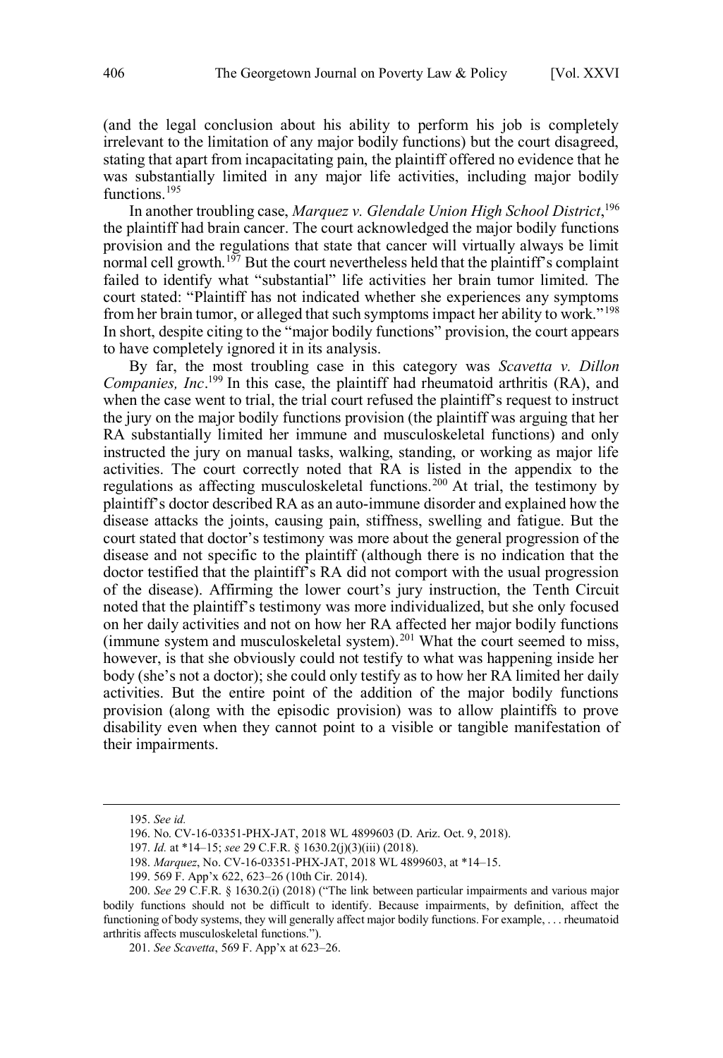(and the legal conclusion about his ability to perform his job is completely irrelevant to the limitation of any major bodily functions) but the court disagreed, stating that apart from incapacitating pain, the plaintiff offered no evidence that he was substantially limited in any major life activities, including major bodily functions.[195]

In another troubling case, *Marquez v. Glendale Union High School District*,[196] the plaintiff had brain cancer. The court acknowledged the major bodily functions provision and the regulations that state that cancer will virtually always be limit normal cell growth.[197] But the court nevertheless held that the plaintiff's complaint failed to identify what "substantial" life activities her brain tumor limited. The court stated: "Plaintiff has not indicated whether she experiences any symptoms from her brain tumor, or alleged that such symptoms impact her ability to work."[198] In short, despite citing to the "major bodily functions" provision, the court appears to have completely ignored it in its analysis.

By far, the most troubling case in this category was *Scavetta v. Dillon Companies, Inc*.[199] In this case, the plaintiff had rheumatoid arthritis (RA), and when the case went to trial, the trial court refused the plaintiff's request to instruct the jury on the major bodily functions provision (the plaintiff was arguing that her RA substantially limited her immune and musculoskeletal functions) and only instructed the jury on manual tasks, walking, standing, or working as major life activities. The court correctly noted that RA is listed in the appendix to the regulations as affecting musculoskeletal functions.[200] At trial, the testimony by plaintiff's doctor described RA as an auto-immune disorder and explained how the disease attacks the joints, causing pain, stiffness, swelling and fatigue. But the court stated that doctor's testimony was more about the general progression of the disease and not specific to the plaintiff (although there is no indication that the doctor testified that the plaintiff's RA did not comport with the usual progression of the disease). Affirming the lower court's jury instruction, the Tenth Circuit noted that the plaintiff's testimony was more individualized, but she only focused on her daily activities and not on how her RA affected her major bodily functions (immune system and musculoskeletal system).[201] What the court seemed to miss, however, is that she obviously could not testify to what was happening inside her body (she's not a doctor); she could only testify as to how her RA limited her daily activities. But the entire point of the addition of the major bodily functions provision (along with the episodic provision) was to allow plaintiffs to prove disability even when they cannot point to a visible or tangible manifestation of their impairments.

---

195. *See id.*

196. No. CV-16-03351-PHX-JAT, 2018 WL 4899603 (D. Ariz. Oct. 9, 2018).

197. *Id.* at *14–15; *see* 29 C.F.R. § 1630.2(j)(3)(iii) (2018).

198. *Marquez*, No. CV-16-03351-PHX-JAT, 2018 WL 4899603, at *14–15.

199. 569 F. App'x 622, 623–26 (10th Cir. 2014).

200. *See* 29 C.F.R. § 1630.2(i) (2018) ("The link between particular impairments and various major bodily functions should not be difficult to identify. Because impairments, by definition, affect the functioning of body systems, they will generally affect major bodily functions. For example, . . . rheumatoid arthritis affects musculoskeletal functions.").

201. *See Scavetta*, 569 F. App'x at 623–26.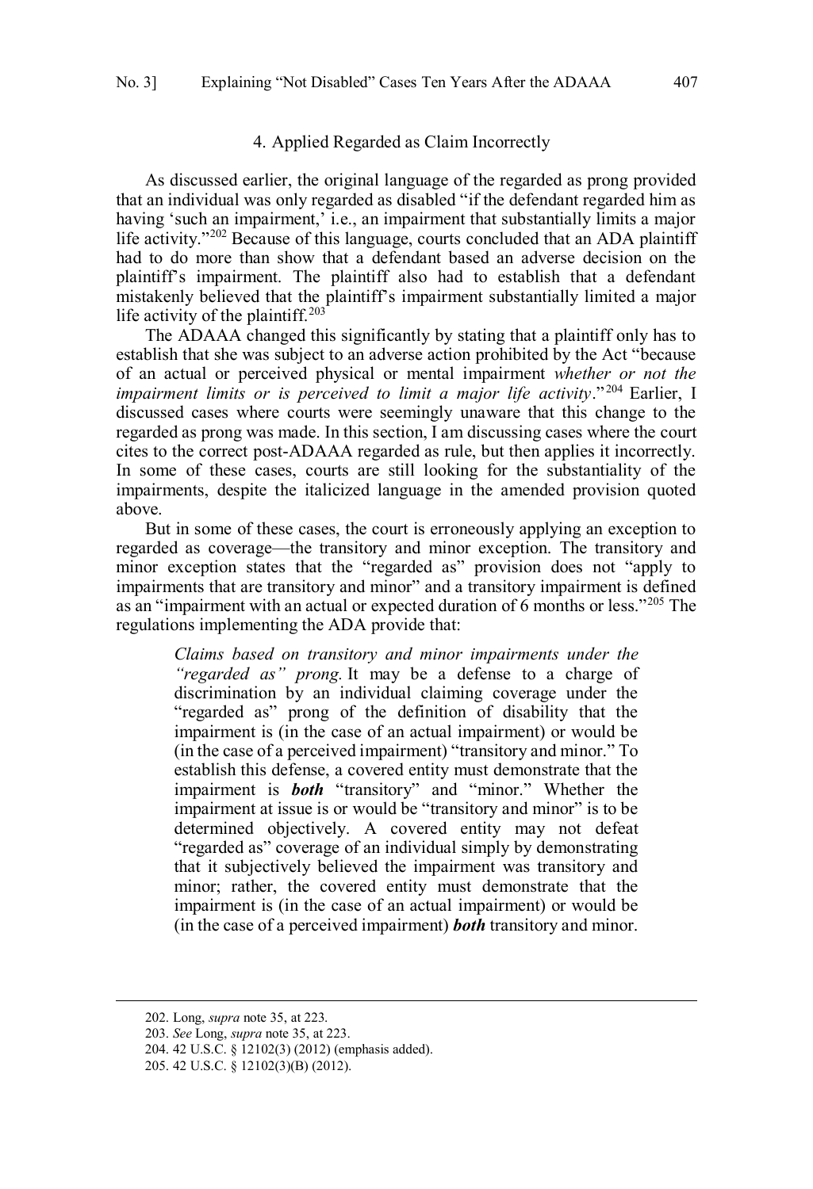### 4. Applied Regarded as Claim Incorrectly

As discussed earlier, the original language of the regarded as prong provided that an individual was only regarded as disabled "if the defendant regarded him as having 'such an impairment,' i.e., an impairment that substantially limits a major life activity."[202] Because of this language, courts concluded that an ADA plaintiff had to do more than show that a defendant based an adverse decision on the plaintiff's impairment. The plaintiff also had to establish that a defendant mistakenly believed that the plaintiff's impairment substantially limited a major life activity of the plaintiff.[203]

The ADAAA changed this significantly by stating that a plaintiff only has to establish that she was subject to an adverse action prohibited by the Act "because of an actual or perceived physical or mental impairment *whether or not the impairment limits or is perceived to limit a major life activity*."[204] Earlier, I discussed cases where courts were seemingly unaware that this change to the regarded as prong was made. In this section, I am discussing cases where the court cites to the correct post-ADAAA regarded as rule, but then applies it incorrectly. In some of these cases, courts are still looking for the substantiality of the impairments, despite the italicized language in the amended provision quoted above.

But in some of these cases, the court is erroneously applying an exception to regarded as coverage—the transitory and minor exception. The transitory and minor exception states that the "regarded as" provision does not "apply to impairments that are transitory and minor" and a transitory impairment is defined as an "impairment with an actual or expected duration of 6 months or less."[205] The regulations implementing the ADA provide that:

> *Claims based on transitory and minor impairments under the "regarded as" prong.* It may be a defense to a charge of discrimination by an individual claiming coverage under the "regarded as" prong of the definition of disability that the impairment is (in the case of an actual impairment) or would be (in the case of a perceived impairment) "transitory and minor." To establish this defense, a covered entity must demonstrate that the impairment is ***both*** "transitory" and "minor." Whether the impairment at issue is or would be "transitory and minor" is to be determined objectively. A covered entity may not defeat "regarded as" coverage of an individual simply by demonstrating that it subjectively believed the impairment was transitory and minor; rather, the covered entity must demonstrate that the impairment is (in the case of an actual impairment) or would be (in the case of a perceived impairment) ***both*** transitory and minor.

---

202. Long, *supra* note 35, at 223.

203. *See* Long, *supra* note 35, at 223.

204. 42 U.S.C. § 12102(3) (2012) (emphasis added).

205. 42 U.S.C. § 12102(3)(B) (2012).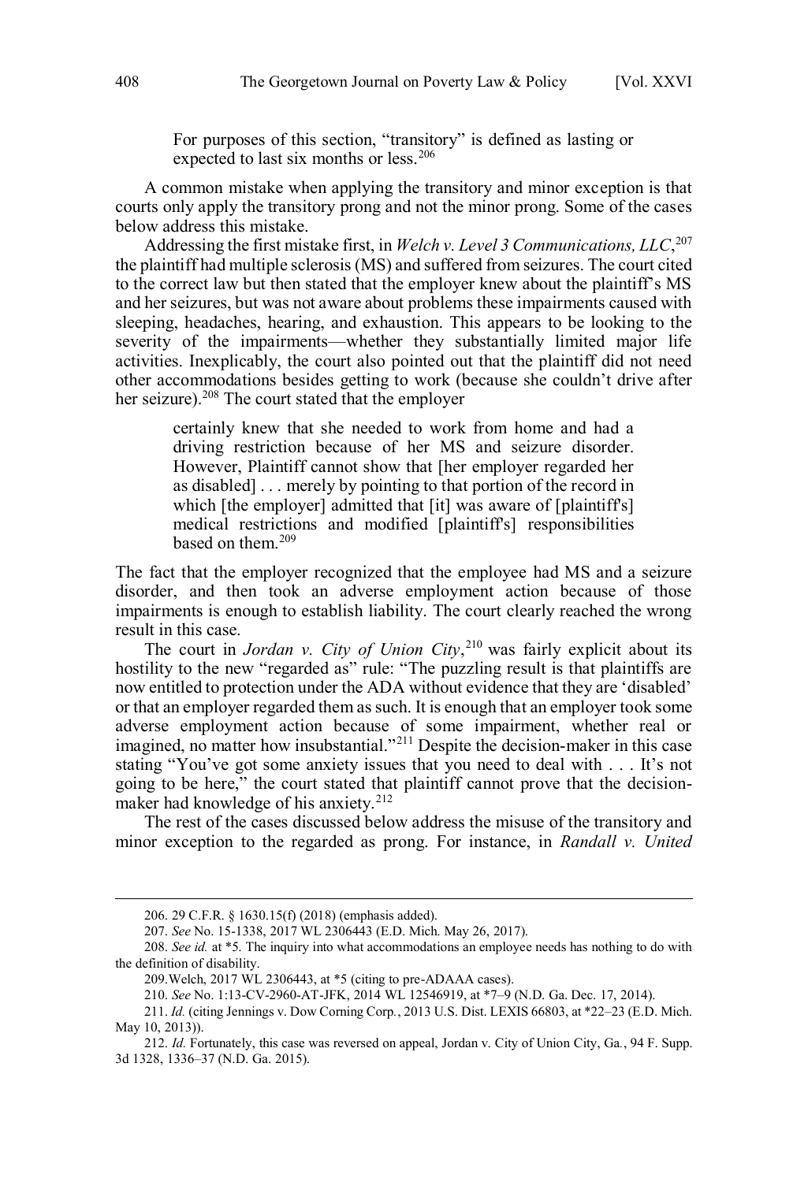For purposes of this section, "transitory" is defined as lasting or expected to last six months or less.[206]

A common mistake when applying the transitory and minor exception is that courts only apply the transitory prong and not the minor prong. Some of the cases below address this mistake.

Addressing the first mistake first, in *Welch v. Level 3 Communications, LLC*,[207] the plaintiff had multiple sclerosis (MS) and suffered from seizures. The court cited to the correct law but then stated that the employer knew about the plaintiff's MS and her seizures, but was not aware about problems these impairments caused with sleeping, headaches, hearing, and exhaustion. This appears to be looking to the severity of the impairments—whether they substantially limited major life activities. Inexplicably, the court also pointed out that the plaintiff did not need other accommodations besides getting to work (because she couldn't drive after her seizure).[208] The court stated that the employer

> certainly knew that she needed to work from home and had a driving restriction because of her MS and seizure disorder. However, Plaintiff cannot show that [her employer regarded her as disabled] . . . merely by pointing to that portion of the record in which [the employer] admitted that [it] was aware of [plaintiff's] medical restrictions and modified [plaintiff's] responsibilities based on them.[209]

The fact that the employer recognized that the employee had MS and a seizure disorder, and then took an adverse employment action because of those impairments is enough to establish liability. The court clearly reached the wrong result in this case.

The court in *Jordan v. City of Union City*,[210] was fairly explicit about its hostility to the new "regarded as" rule: "The puzzling result is that plaintiffs are now entitled to protection under the ADA without evidence that they are 'disabled' or that an employer regarded them as such. It is enough that an employer took some adverse employment action because of some impairment, whether real or imagined, no matter how insubstantial."[211] Despite the decision-maker in this case stating "You've got some anxiety issues that you need to deal with . . . It's not going to be here," the court stated that plaintiff cannot prove that the decision-maker had knowledge of his anxiety.[212]

The rest of the cases discussed below address the misuse of the transitory and minor exception to the regarded as prong. For instance, in *Randall v. United*

---

206. 29 C.F.R. § 1630.15(f) (2018) (emphasis added).

207. *See* No. 15-1338, 2017 WL 2306443 (E.D. Mich. May 26, 2017).

208. *See id.* at *5. The inquiry into what accommodations an employee needs has nothing to do with the definition of disability.

209. Welch, 2017 WL 2306443, at *5 (citing to pre-ADAAA cases).

210. *See* No. 1:13-CV-2960-AT-JFK, 2014 WL 12546919, at *7–9 (N.D. Ga. Dec. 17, 2014).

211. *Id.* (citing Jennings v. Dow Corning Corp., 2013 U.S. Dist. LEXIS 66803, at *22–23 (E.D. Mich. May 10, 2013)).

212. *Id.* Fortunately, this case was reversed on appeal, Jordan v. City of Union City, Ga., 94 F. Supp. 3d 1328, 1336–37 (N.D. Ga. 2015).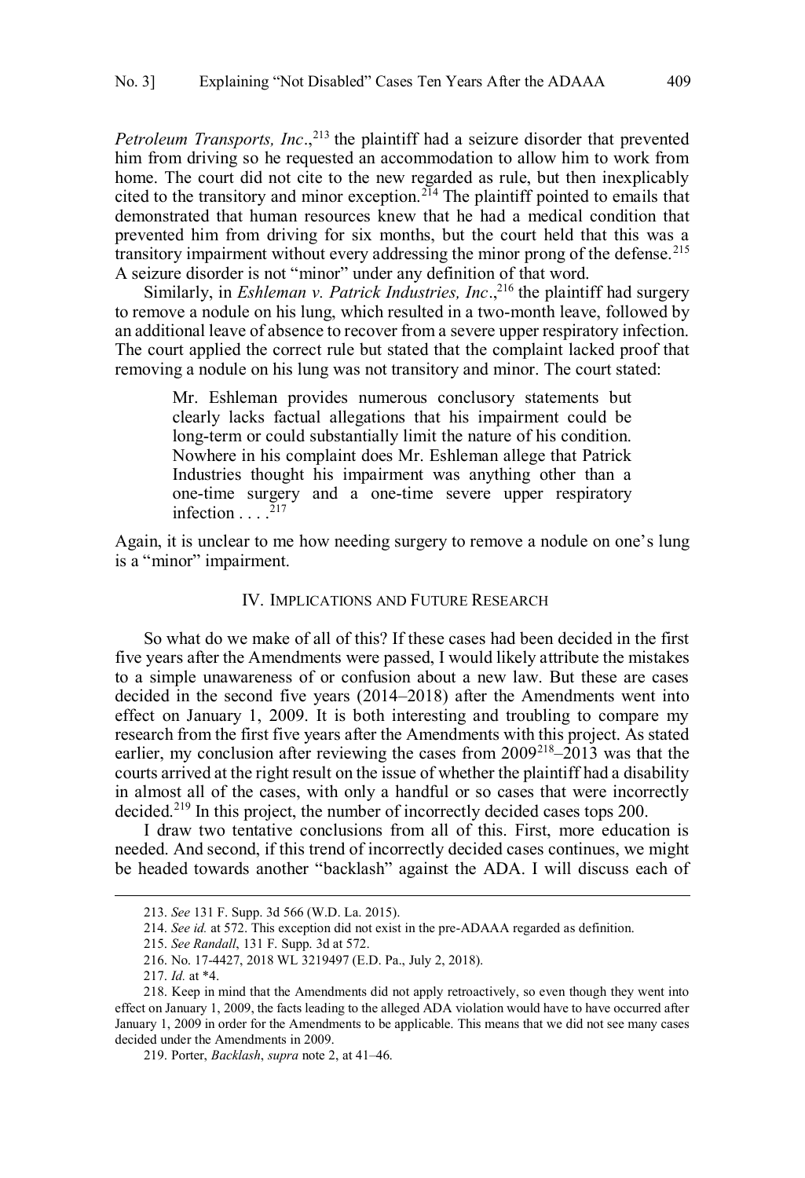*Petroleum Transports, Inc.*,[213] the plaintiff had a seizure disorder that prevented him from driving so he requested an accommodation to allow him to work from home. The court did not cite to the new regarded as rule, but then inexplicably cited to the transitory and minor exception.[214] The plaintiff pointed to emails that demonstrated that human resources knew that he had a medical condition that prevented him from driving for six months, but the court held that this was a transitory impairment without every addressing the minor prong of the defense.[215] A seizure disorder is not "minor" under any definition of that word.

Similarly, in *Eshleman v. Patrick Industries, Inc.*,[216] the plaintiff had surgery to remove a nodule on his lung, which resulted in a two-month leave, followed by an additional leave of absence to recover from a severe upper respiratory infection. The court applied the correct rule but stated that the complaint lacked proof that removing a nodule on his lung was not transitory and minor. The court stated:

> Mr. Eshleman provides numerous conclusory statements but clearly lacks factual allegations that his impairment could be long-term or could substantially limit the nature of his condition. Nowhere in his complaint does Mr. Eshleman allege that Patrick Industries thought his impairment was anything other than a one-time surgery and a one-time severe upper respiratory infection . . . .[217]

Again, it is unclear to me how needing surgery to remove a nodule on one's lung is a "minor" impairment.

## IV. IMPLICATIONS AND FUTURE RESEARCH

So what do we make of all of this? If these cases had been decided in the first five years after the Amendments were passed, I would likely attribute the mistakes to a simple unawareness of or confusion about a new law. But these are cases decided in the second five years (2014–2018) after the Amendments went into effect on January 1, 2009. It is both interesting and troubling to compare my research from the first five years after the Amendments with this project. As stated earlier, my conclusion after reviewing the cases from 2009[218]–2013 was that the courts arrived at the right result on the issue of whether the plaintiff had a disability in almost all of the cases, with only a handful or so cases that were incorrectly decided.[219] In this project, the number of incorrectly decided cases tops 200.

I draw two tentative conclusions from all of this. First, more education is needed. And second, if this trend of incorrectly decided cases continues, we might be headed towards another "backlash" against the ADA. I will discuss each of

---

213. *See* 131 F. Supp. 3d 566 (W.D. La. 2015).

214. *See id.* at 572. This exception did not exist in the pre-ADAAA regarded as definition.

215. *See Randall*, 131 F. Supp. 3d at 572.

216. No. 17-4427, 2018 WL 3219497 (E.D. Pa., July 2, 2018).

217. *Id.* at *4.

218. Keep in mind that the Amendments did not apply retroactively, so even though they went into effect on January 1, 2009, the facts leading to the alleged ADA violation would have to have occurred after January 1, 2009 in order for the Amendments to be applicable. This means that we did not see many cases decided under the Amendments in 2009.

219. Porter, *Backlash*, *supra* note 2, at 41–46.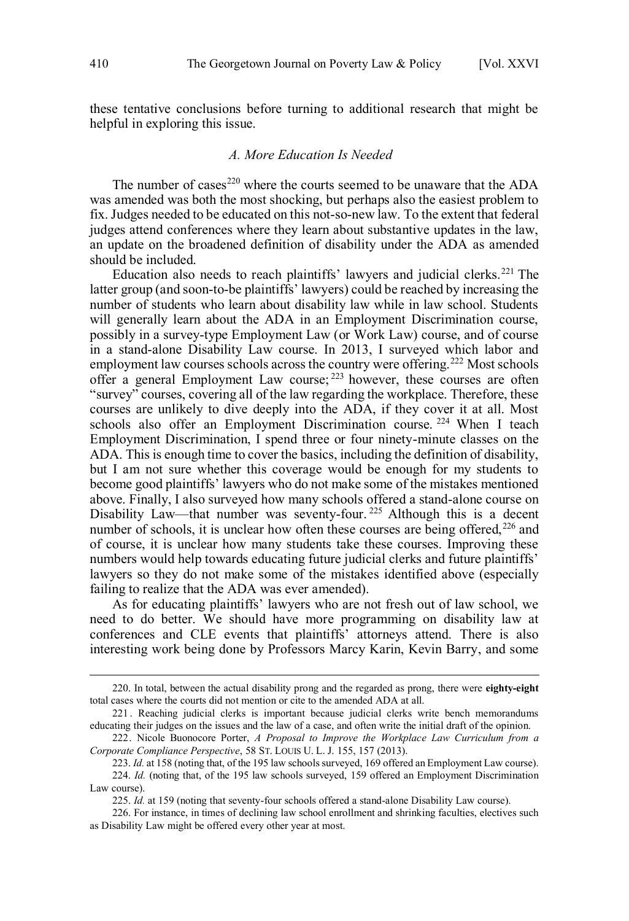these tentative conclusions before turning to additional research that might be helpful in exploring this issue.

### *A. More Education Is Needed*

The number of cases[220] where the courts seemed to be unaware that the ADA was amended was both the most shocking, but perhaps also the easiest problem to fix. Judges needed to be educated on this not-so-new law. To the extent that federal judges attend conferences where they learn about substantive updates in the law, an update on the broadened definition of disability under the ADA as amended should be included.

Education also needs to reach plaintiffs' lawyers and judicial clerks.[221] The latter group (and soon-to-be plaintiffs' lawyers) could be reached by increasing the number of students who learn about disability law while in law school. Students will generally learn about the ADA in an Employment Discrimination course, possibly in a survey-type Employment Law (or Work Law) course, and of course in a stand-alone Disability Law course. In 2013, I surveyed which labor and employment law courses schools across the country were offering.[222] Most schools offer a general Employment Law course;[223] however, these courses are often "survey" courses, covering all of the law regarding the workplace. Therefore, these courses are unlikely to dive deeply into the ADA, if they cover it at all. Most schools also offer an Employment Discrimination course.[224] When I teach Employment Discrimination, I spend three or four ninety-minute classes on the ADA. This is enough time to cover the basics, including the definition of disability, but I am not sure whether this coverage would be enough for my students to become good plaintiffs' lawyers who do not make some of the mistakes mentioned above. Finally, I also surveyed how many schools offered a stand-alone course on Disability Law—that number was seventy-four.[225] Although this is a decent number of schools, it is unclear how often these courses are being offered,[226] and of course, it is unclear how many students take these courses. Improving these numbers would help towards educating future judicial clerks and future plaintiffs' lawyers so they do not make some of the mistakes identified above (especially failing to realize that the ADA was ever amended).

As for educating plaintiffs' lawyers who are not fresh out of law school, we need to do better. We should have more programming on disability law at conferences and CLE events that plaintiffs' attorneys attend. There is also interesting work being done by Professors Marcy Karin, Kevin Barry, and some

---

220. In total, between the actual disability prong and the regarded as prong, there were **eighty-eight** total cases where the courts did not mention or cite to the amended ADA at all.

221. Reaching judicial clerks is important because judicial clerks write bench memorandums educating their judges on the issues and the law of a case, and often write the initial draft of the opinion.

222. Nicole Buonocore Porter, *A Proposal to Improve the Workplace Law Curriculum from a Corporate Compliance Perspective*, 58 ST. LOUIS U. L. J. 155, 157 (2013).

223. *Id.* at 158 (noting that, of the 195 law schools surveyed, 169 offered an Employment Law course).

224. *Id.* (noting that, of the 195 law schools surveyed, 159 offered an Employment Discrimination Law course).

225. *Id.* at 159 (noting that seventy-four schools offered a stand-alone Disability Law course).

226. For instance, in times of declining law school enrollment and shrinking faculties, electives such as Disability Law might be offered every other year at most.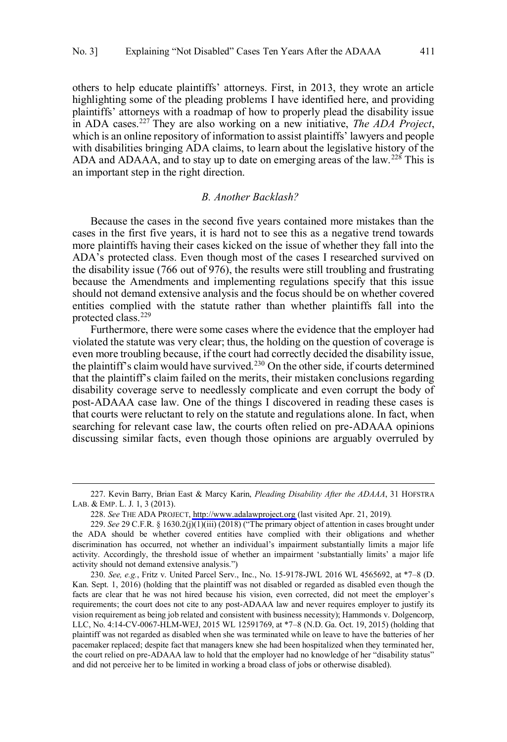others to help educate plaintiffs' attorneys. First, in 2013, they wrote an article highlighting some of the pleading problems I have identified here, and providing plaintiffs' attorneys with a roadmap of how to properly plead the disability issue in ADA cases.[227] They are also working on a new initiative, *The ADA Project*, which is an online repository of information to assist plaintiffs' lawyers and people with disabilities bringing ADA claims, to learn about the legislative history of the ADA and ADAAA, and to stay up to date on emerging areas of the law.[228] This is an important step in the right direction.

### *B. Another Backlash?*

Because the cases in the second five years contained more mistakes than the cases in the first five years, it is hard not to see this as a negative trend towards more plaintiffs having their cases kicked on the issue of whether they fall into the ADA's protected class. Even though most of the cases I researched survived on the disability issue (766 out of 976), the results were still troubling and frustrating because the Amendments and implementing regulations specify that this issue should not demand extensive analysis and the focus should be on whether covered entities complied with the statute rather than whether plaintiffs fall into the protected class.[229]

Furthermore, there were some cases where the evidence that the employer had violated the statute was very clear; thus, the holding on the question of coverage is even more troubling because, if the court had correctly decided the disability issue, the plaintiff's claim would have survived.[230] On the other side, if courts determined that the plaintiff's claim failed on the merits, their mistaken conclusions regarding disability coverage serve to needlessly complicate and even corrupt the body of post-ADAAA case law. One of the things I discovered in reading these cases is that courts were reluctant to rely on the statute and regulations alone. In fact, when searching for relevant case law, the courts often relied on pre-ADAAA opinions discussing similar facts, even though those opinions are arguably overruled by

---

227. Kevin Barry, Brian East & Marcy Karin, *Pleading Disability After the ADAAA*, 31 HOFSTRA LAB. & EMP. L. J. 1, 3 (2013).

228. *See* THE ADA PROJECT, http://www.adalawproject.org (last visited Apr. 21, 2019).

229. *See* 29 C.F.R. § 1630.2(j)(1)(iii) (2018) ("The primary object of attention in cases brought under the ADA should be whether covered entities have complied with their obligations and whether discrimination has occurred, not whether an individual's impairment substantially limits a major life activity. Accordingly, the threshold issue of whether an impairment 'substantially limits' a major life activity should not demand extensive analysis.")

230. *See, e.g.*, Fritz v. United Parcel Serv., Inc., No. 15-9178-JWL 2016 WL 4565692, at *7–8 (D. Kan. Sept. 1, 2016) (holding that the plaintiff was not disabled or regarded as disabled even though the facts are clear that he was not hired because his vision, even corrected, did not meet the employer's requirements; the court does not cite to any post-ADAAA law and never requires employer to justify its vision requirement as being job related and consistent with business necessity); Hammonds v. Dolgencorp, LLC, No. 4:14-CV-0067-HLM-WEJ, 2015 WL 12591769, at *7–8 (N.D. Ga. Oct. 19, 2015) (holding that plaintiff was not regarded as disabled when she was terminated while on leave to have the batteries of her pacemaker replaced; despite fact that managers knew she had been hospitalized when they terminated her, the court relied on pre-ADAAA law to hold that the employer had no knowledge of her "disability status" and did not perceive her to be limited in working a broad class of jobs or otherwise disabled).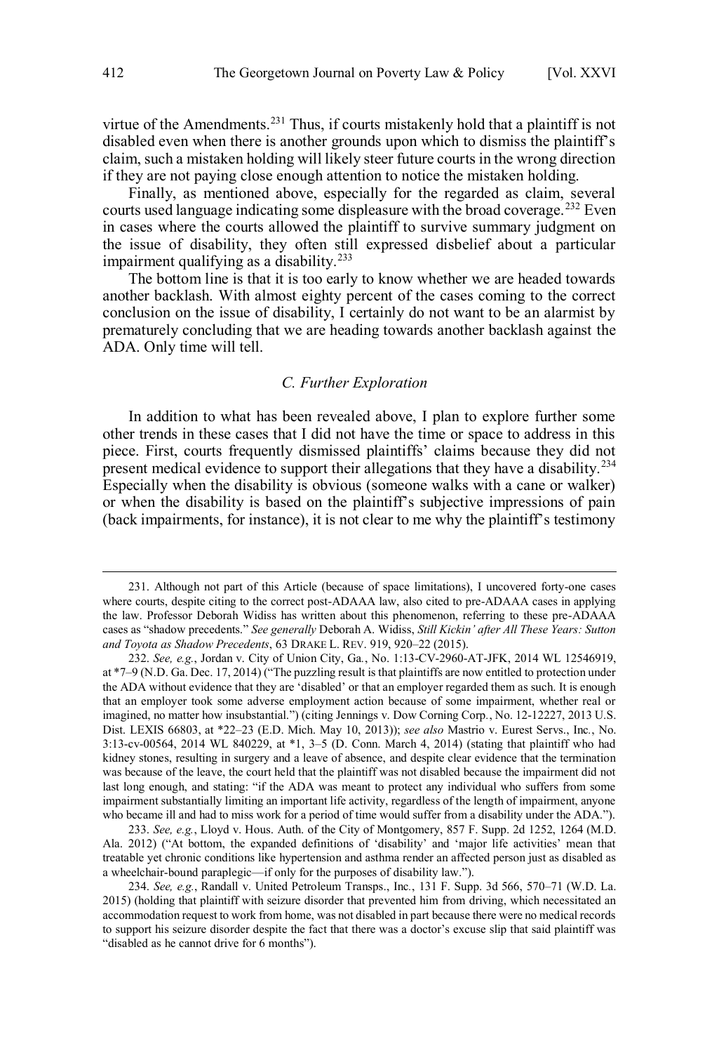virtue of the Amendments.[231] Thus, if courts mistakenly hold that a plaintiff is not disabled even when there is another grounds upon which to dismiss the plaintiff's claim, such a mistaken holding will likely steer future courts in the wrong direction if they are not paying close enough attention to notice the mistaken holding.

Finally, as mentioned above, especially for the regarded as claim, several courts used language indicating some displeasure with the broad coverage.[232] Even in cases where the courts allowed the plaintiff to survive summary judgment on the issue of disability, they often still expressed disbelief about a particular impairment qualifying as a disability.[233]

The bottom line is that it is too early to know whether we are headed towards another backlash. With almost eighty percent of the cases coming to the correct conclusion on the issue of disability, I certainly do not want to be an alarmist by prematurely concluding that we are heading towards another backlash against the ADA. Only time will tell.

### *C. Further Exploration*

In addition to what has been revealed above, I plan to explore further some other trends in these cases that I did not have the time or space to address in this piece. First, courts frequently dismissed plaintiffs' claims because they did not present medical evidence to support their allegations that they have a disability.[234] Especially when the disability is obvious (someone walks with a cane or walker) or when the disability is based on the plaintiff's subjective impressions of pain (back impairments, for instance), it is not clear to me why the plaintiff's testimony

---

231. Although not part of this Article (because of space limitations), I uncovered forty-one cases where courts, despite citing to the correct post-ADAAA law, also cited to pre-ADAAA cases in applying the law. Professor Deborah Widiss has written about this phenomenon, referring to these pre-ADAAA cases as "shadow precedents." *See generally* Deborah A. Widiss, *Still Kickin' after All These Years: Sutton and Toyota as Shadow Precedents*, 63 DRAKE L. REV. 919, 920–22 (2015).

232. *See, e.g.*, Jordan v. City of Union City, Ga., No. 1:13-CV-2960-AT-JFK, 2014 WL 12546919, at *7–9 (N.D. Ga. Dec. 17, 2014) ("The puzzling result is that plaintiffs are now entitled to protection under the ADA without evidence that they are 'disabled' or that an employer regarded them as such. It is enough that an employer took some adverse employment action because of some impairment, whether real or imagined, no matter how insubstantial.") (citing Jennings v. Dow Corning Corp., No. 12-12227, 2013 U.S. Dist. LEXIS 66803, at *22–23 (E.D. Mich. May 10, 2013)); *see also* Mastrio v. Eurest Servs., Inc., No. 3:13-cv-00564, 2014 WL 840229, at *1, 3–5 (D. Conn. March 4, 2014) (stating that plaintiff who had kidney stones, resulting in surgery and a leave of absence, and despite clear evidence that the termination was because of the leave, the court held that the plaintiff was not disabled because the impairment did not last long enough, and stating: "if the ADA was meant to protect any individual who suffers from some impairment substantially limiting an important life activity, regardless of the length of impairment, anyone who became ill and had to miss work for a period of time would suffer from a disability under the ADA.").

233. *See, e.g.*, Lloyd v. Hous. Auth. of the City of Montgomery, 857 F. Supp. 2d 1252, 1264 (M.D. Ala. 2012) ("At bottom, the expanded definitions of 'disability' and 'major life activities' mean that treatable yet chronic conditions like hypertension and asthma render an affected person just as disabled as a wheelchair-bound paraplegic—if only for the purposes of disability law.").

234. *See, e.g.*, Randall v. United Petroleum Transps., Inc., 131 F. Supp. 3d 566, 570–71 (W.D. La. 2015) (holding that plaintiff with seizure disorder that prevented him from driving, which necessitated an accommodation request to work from home, was not disabled in part because there were no medical records to support his seizure disorder despite the fact that there was a doctor's excuse slip that said plaintiff was "disabled as he cannot drive for 6 months").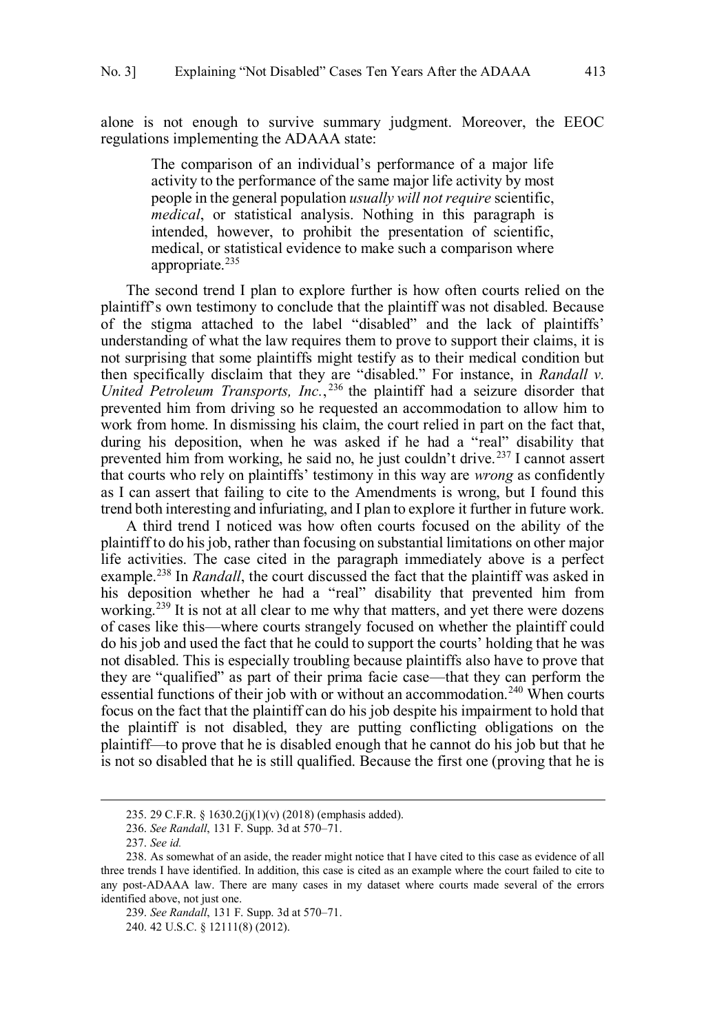alone is not enough to survive summary judgment. Moreover, the EEOC regulations implementing the ADAAA state:

> The comparison of an individual's performance of a major life activity to the performance of the same major life activity by most people in the general population *usually will not require* scientific, *medical*, or statistical analysis. Nothing in this paragraph is intended, however, to prohibit the presentation of scientific, medical, or statistical evidence to make such a comparison where appropriate.[235]

The second trend I plan to explore further is how often courts relied on the plaintiff's own testimony to conclude that the plaintiff was not disabled. Because of the stigma attached to the label "disabled" and the lack of plaintiffs' understanding of what the law requires them to prove to support their claims, it is not surprising that some plaintiffs might testify as to their medical condition but then specifically disclaim that they are "disabled." For instance, in *Randall v. United Petroleum Transports, Inc.*,[236] the plaintiff had a seizure disorder that prevented him from driving so he requested an accommodation to allow him to work from home. In dismissing his claim, the court relied in part on the fact that, during his deposition, when he was asked if he had a "real" disability that prevented him from working, he said no, he just couldn't drive.[237] I cannot assert that courts who rely on plaintiffs' testimony in this way are *wrong* as confidently as I can assert that failing to cite to the Amendments is wrong, but I found this trend both interesting and infuriating, and I plan to explore it further in future work.

A third trend I noticed was how often courts focused on the ability of the plaintiff to do his job, rather than focusing on substantial limitations on other major life activities. The case cited in the paragraph immediately above is a perfect example.[238] In *Randall*, the court discussed the fact that the plaintiff was asked in his deposition whether he had a "real" disability that prevented him from working.[239] It is not at all clear to me why that matters, and yet there were dozens of cases like this—where courts strangely focused on whether the plaintiff could do his job and used the fact that he could to support the courts' holding that he was not disabled. This is especially troubling because plaintiffs also have to prove that they are "qualified" as part of their prima facie case—that they can perform the essential functions of their job with or without an accommodation.[240] When courts focus on the fact that the plaintiff can do his job despite his impairment to hold that the plaintiff is not disabled, they are putting conflicting obligations on the plaintiff—to prove that he is disabled enough that he cannot do his job but that he is not so disabled that he is still qualified. Because the first one (proving that he is

---

235. 29 C.F.R. § 1630.2(j)(1)(v) (2018) (emphasis added).

236. *See Randall*, 131 F. Supp. 3d at 570–71.

237. *See id.*

238. As somewhat of an aside, the reader might notice that I have cited to this case as evidence of all three trends I have identified. In addition, this case is cited as an example where the court failed to cite to any post-ADAAA law. There are many cases in my dataset where courts made several of the errors identified above, not just one.

239. *See Randall*, 131 F. Supp. 3d at 570–71.

240. 42 U.S.C. § 12111(8) (2012).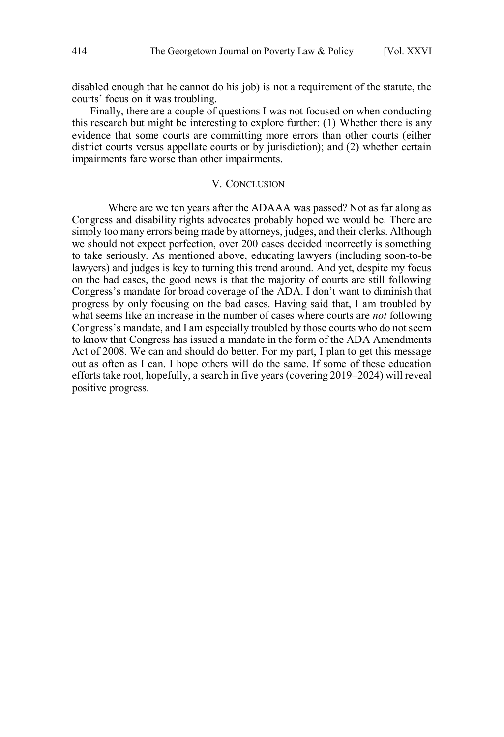disabled enough that he cannot do his job) is not a requirement of the statute, the courts' focus on it was troubling.

Finally, there are a couple of questions I was not focused on when conducting this research but might be interesting to explore further: (1) Whether there is any evidence that some courts are committing more errors than other courts (either district courts versus appellate courts or by jurisdiction); and (2) whether certain impairments fare worse than other impairments.

## V. Conclusion

Where are we ten years after the ADAAA was passed? Not as far along as Congress and disability rights advocates probably hoped we would be. There are simply too many errors being made by attorneys, judges, and their clerks. Although we should not expect perfection, over 200 cases decided incorrectly is something to take seriously. As mentioned above, educating lawyers (including soon-to-be lawyers) and judges is key to turning this trend around. And yet, despite my focus on the bad cases, the good news is that the majority of courts are still following Congress's mandate for broad coverage of the ADA. I don't want to diminish that progress by only focusing on the bad cases. Having said that, I am troubled by what seems like an increase in the number of cases where courts are *not* following Congress's mandate, and I am especially troubled by those courts who do not seem to know that Congress has issued a mandate in the form of the ADA Amendments Act of 2008. We can and should do better. For my part, I plan to get this message out as often as I can. I hope others will do the same. If some of these education efforts take root, hopefully, a search in five years (covering 2019–2024) will reveal positive progress.